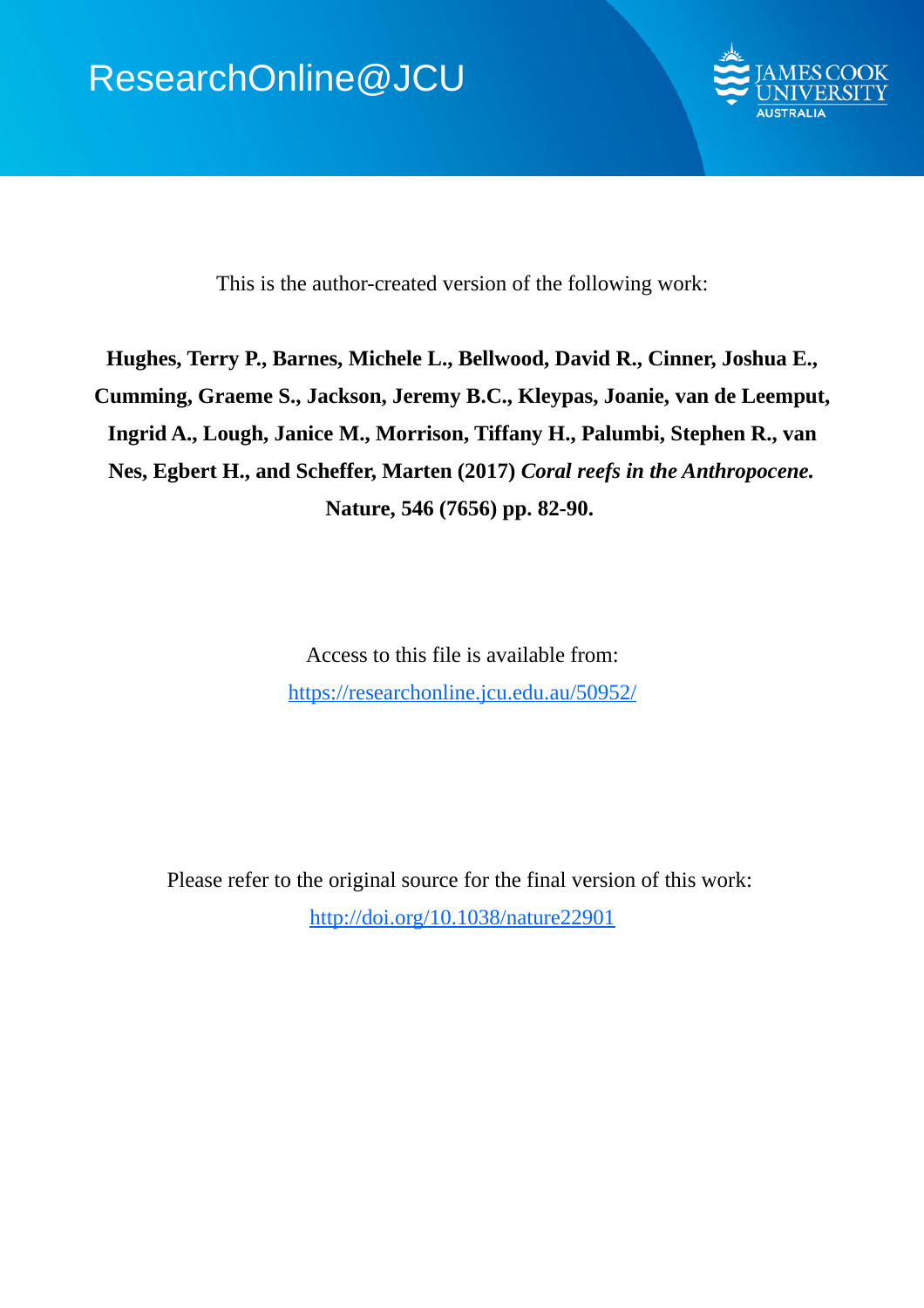ResearchOnline@JCU

This is the author-created version of the following work:

**Hughes, Terry P., Barnes, Michele L., Bellwood, David R., Cinner, Joshua E., Cumming, Graeme S., Jackson, Jeremy B.C., Kleypas, Joanie, van de Leemput, Ingrid A., Lough, Janice M., Morrison, Tiffany H., Palumbi, Stephen R., van Nes, Egbert H., and Scheffer, Marten (2017)** ***Coral reefs in the Anthropocene.*** **Nature, 546 (7656) pp. 82-90.**

Access to this file is available from:

https://researchonline.jcu.edu.au/50952/

Please refer to the original source for the final version of this work:

http://doi.org/10.1038/nature22901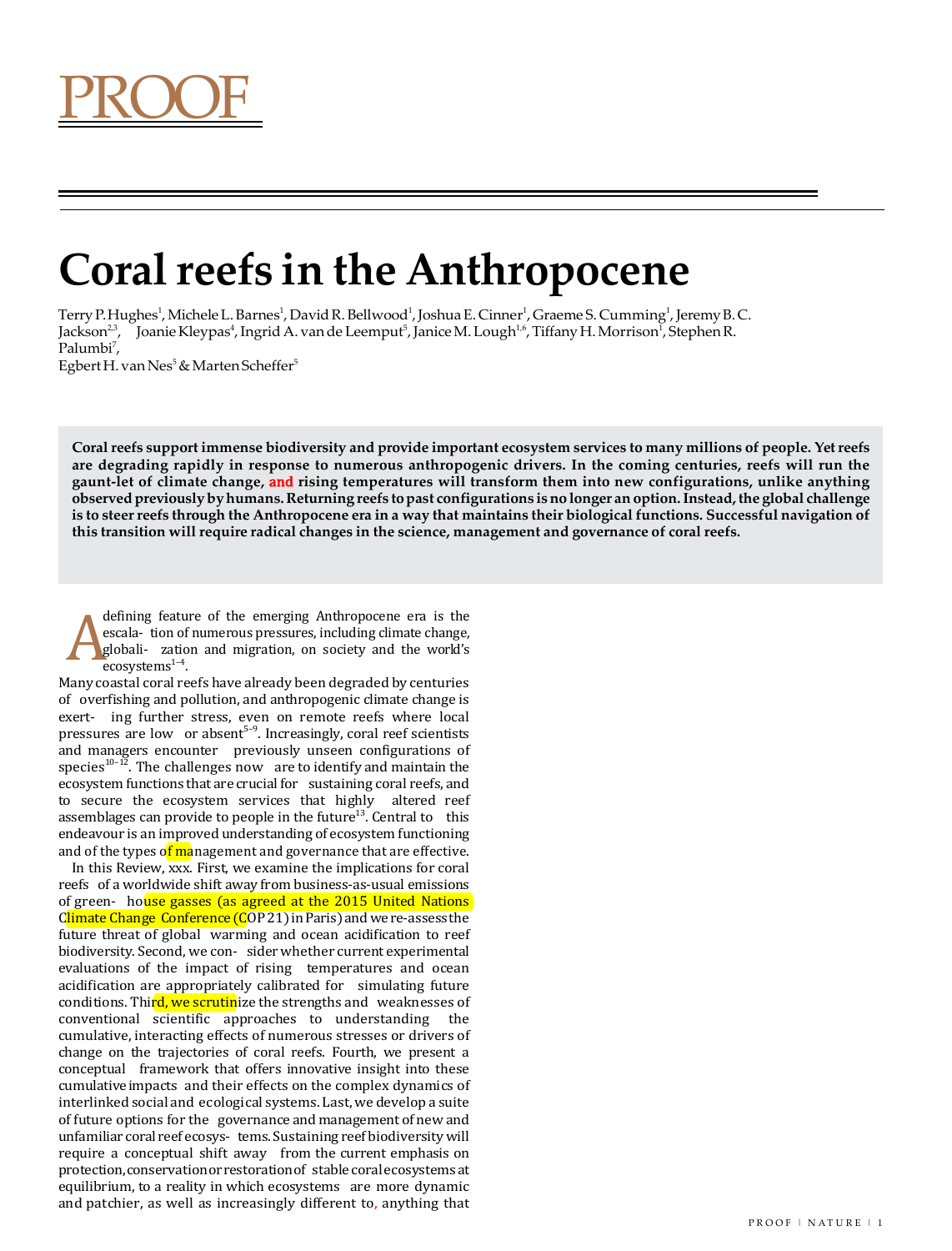PROOF

# Coral reefs in the Anthropocene

Terry P. Hughes[1], Michele L. Barnes[1], David R. Bellwood[1], Joshua E. Cinner[1], Graeme S. Cumming[1], Jeremy B. C. Jackson[2,3], Joanie Kleypas[4], Ingrid A. van de Leemput[5], Janice M. Lough[1,6], Tiffany H. Morrison[1], Stephen R. Palumbi[7], Egbert H. van Nes[5] & Marten Scheffer[5]

**Coral reefs support immense biodiversity and provide important ecosystem services to many millions of people. Yet reefs are degrading rapidly in response to numerous anthropogenic drivers. In the coming centuries, reefs will run the gaunt-let of climate change, and rising temperatures will transform them into new configurations, unlike anything observed previously by humans. Returning reefs to past configurations is no longer an option. Instead, the global challenge is to steer reefs through the Anthropocene era in a way that maintains their biological functions. Successful navigation of this transition will require radical changes in the science, management and governance of coral reefs.**

A defining feature of the emerging Anthropocene era is the escala- tion of numerous pressures, including climate change, globali- zation and migration, on society and the world's ecosystems[1–4].
Many coastal coral reefs have already been degraded by centuries of overfishing and pollution, and anthropogenic climate change is exert- ing further stress, even on remote reefs where local pressures are low or absent[5–9]. Increasingly, coral reef scientists and managers encounter previously unseen configurations of species[10–12]. The challenges now are to identify and maintain the ecosystem functions that are crucial for sustaining coral reefs, and to secure the ecosystem services that highly altered reef assemblages can provide to people in the future[13]. Central to this endeavour is an improved understanding of ecosystem functioning and of the types of management and governance that are effective.

In this Review, xxx. First, we examine the implications for coral reefs of a worldwide shift away from business-as-usual emissions of green- house gasses (as agreed at the 2015 United Nations Climate Change Conference (COP 21) in Paris) and we re-assess the future threat of global warming and ocean acidification to reef biodiversity. Second, we con- sider whether current experimental evaluations of the impact of rising temperatures and ocean acidification are appropriately calibrated for simulating future conditions. Third, we scrutinize the strengths and weaknesses of conventional scientific approaches to understanding the cumulative, interacting effects of numerous stresses or drivers of change on the trajectories of coral reefs. Fourth, we present a conceptual framework that offers innovative insight into these cumulative impacts and their effects on the complex dynamics of interlinked social and ecological systems. Last, we develop a suite of future options for the governance and management of new and unfamiliar coral reef ecosys- tems. Sustaining reef biodiversity will require a conceptual shift away from the current emphasis on protection, conservation or restoration of stable coral ecosystems at equilibrium, to a reality in which ecosystems are more dynamic and patchier, as well as increasingly different to, anything that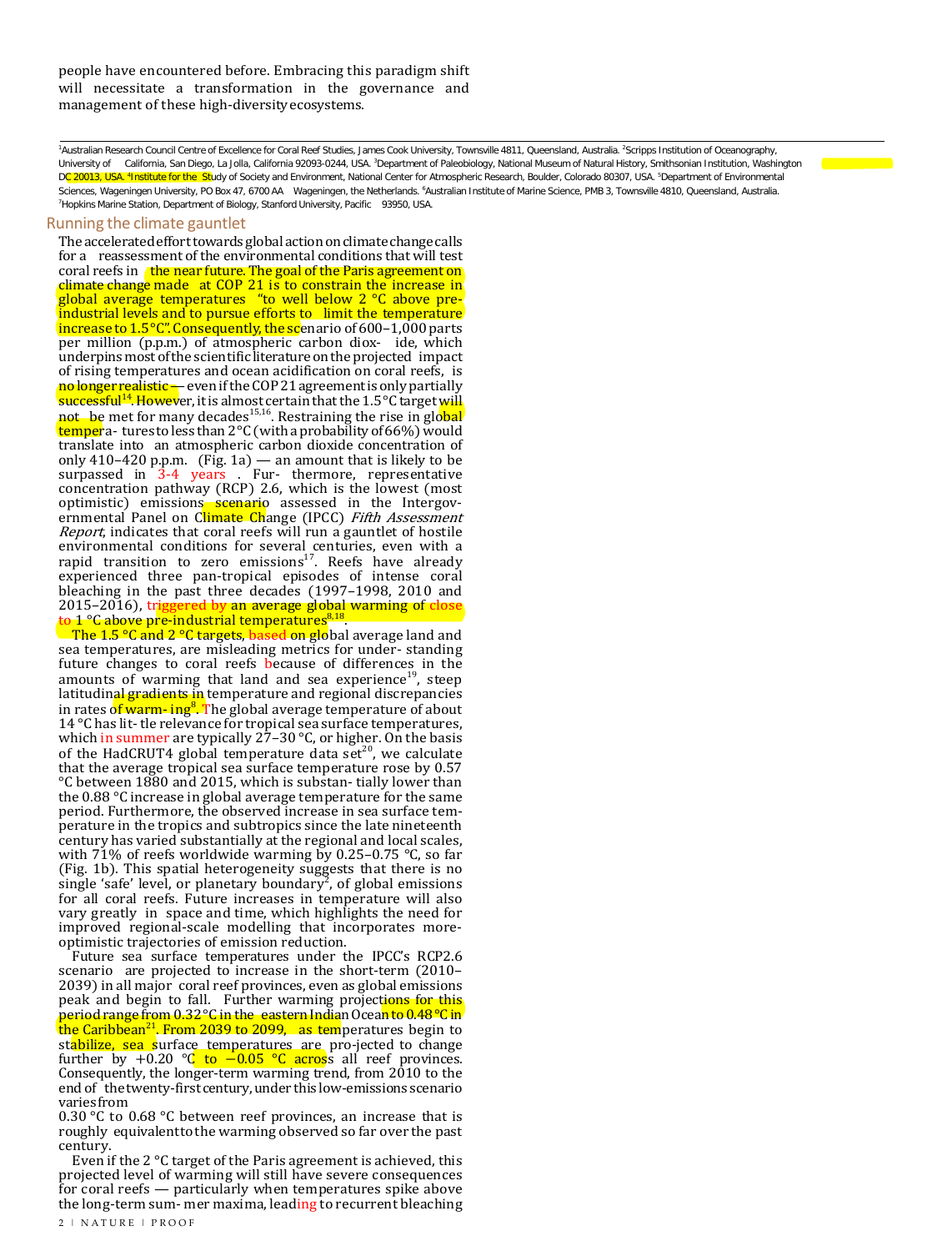people have encountered before. Embracing this paradigm shift will necessitate a transformation in the governance and management of these high-diversity ecosystems.

[1]Australian Research Council Centre of Excellence for Coral Reef Studies, James Cook University, Townsville 4811, Queensland, Australia. [2]Scripps Institution of Oceanography, University of California, San Diego, La Jolla, California 92093-0244, USA. [3]Department of Paleobiology, National Museum of Natural History, Smithsonian Institution, Washington DC 20013, USA. [4]Institute for the Study of Society and Environment, National Center for Atmospheric Research, Boulder, Colorado 80307, USA. [5]Department of Environmental Sciences, Wageningen University, PO Box 47, 6700 AA Wageningen, the Netherlands. [6]Australian Institute of Marine Science, PMB 3, Townsville 4810, Queensland, Australia. [7]Hopkins Marine Station, Department of Biology, Stanford University, Pacific 93950, USA.

## Running the climate gauntlet

The accelerated effort towards global action on climate change calls for a reassessment of the environmental conditions that will test coral reefs in the near future. The goal of the Paris agreement on climate change made at COP 21 is to constrain the increase in global average temperatures "to well below 2 °C above pre-industrial levels and to pursue efforts to limit the temperature increase to 1.5 °C". Consequently, the scenario of 600–1,000 parts per million (p.p.m.) of atmospheric carbon dioxide, which underpins most of the scientific literature on the projected impact of rising temperatures and ocean acidification on coral reefs, is no longer realistic — even if the COP 21 agreement is only partially successful[14]. However, it is almost certain that the 1.5 °C target will not be met for many decades[15,16]. Restraining the rise in global temperatures to less than 2 °C (with a probability of 66%) would translate into an atmospheric carbon dioxide concentration of only 410–420 p.p.m. (Fig. 1a) — an amount that is likely to be surpassed in 3-4 years . Furthermore, representative concentration pathway (RCP) 2.6, which is the lowest (most optimistic) emissions scenario assessed in the Intergovernmental Panel on Climate Change (IPCC) *Fifth Assessment Report*, indicates that coral reefs will run a gauntlet of hostile environmental conditions for several centuries, even with a rapid transition to zero emissions[17]. Reefs have already experienced three pan-tropical episodes of intense coral bleaching in the past three decades (1997–1998, 2010 and 2015–2016), triggered by an average global warming of close to 1 °C above pre-industrial temperatures[8,18].

The 1.5 °C and 2 °C targets, based on global average land and sea temperatures, are misleading metrics for understanding future changes to coral reefs because of differences in the amounts of warming that land and sea experience[19], steep latitudinal gradients in temperature and regional discrepancies in rates of warming[8]. The global average temperature of about 14 °C has little relevance for tropical sea surface temperatures, which in summer are typically 27–30 °C, or higher. On the basis of the HadCRUT4 global temperature data set[20], we calculate that the average tropical sea surface temperature rose by 0.57 °C between 1880 and 2015, which is substantially lower than the 0.88 °C increase in global average temperature for the same period. Furthermore, the observed increase in sea surface temperature in the tropics and subtropics since the late nineteenth century has varied substantially at the regional and local scales, with 71% of reefs worldwide warming by 0.25–0.75 °C, so far (Fig. 1b). This spatial heterogeneity suggests that there is no single 'safe' level, or planetary boundary[2], of global emissions for all coral reefs. Future increases in temperature will also vary greatly in space and time, which highlights the need for improved regional-scale modelling that incorporates more-optimistic trajectories of emission reduction.

Future sea surface temperatures under the IPCC's RCP2.6 scenario are projected to increase in the short-term (2010–2039) in all major coral reef provinces, even as global emissions peak and begin to fall. Further warming projections for this period range from 0.32 °C in the eastern Indian Ocean to 0.48 °C in the Caribbean[21]. From 2039 to 2099, as temperatures begin to stabilize, sea surface temperatures are projected to change further by +0.20 °C to −0.05 °C across all reef provinces. Consequently, the longer-term warming trend, from 2010 to the end of the twenty-first century, under this low-emissions scenario varies from 0.30 °C to 0.68 °C between reef provinces, an increase that is roughly equivalent to the warming observed so far over the past century.

Even if the 2 °C target of the Paris agreement is achieved, this projected level of warming will still have severe consequences for coral reefs — particularly when temperatures spike above the long-term summer maxima, leading to recurrent bleaching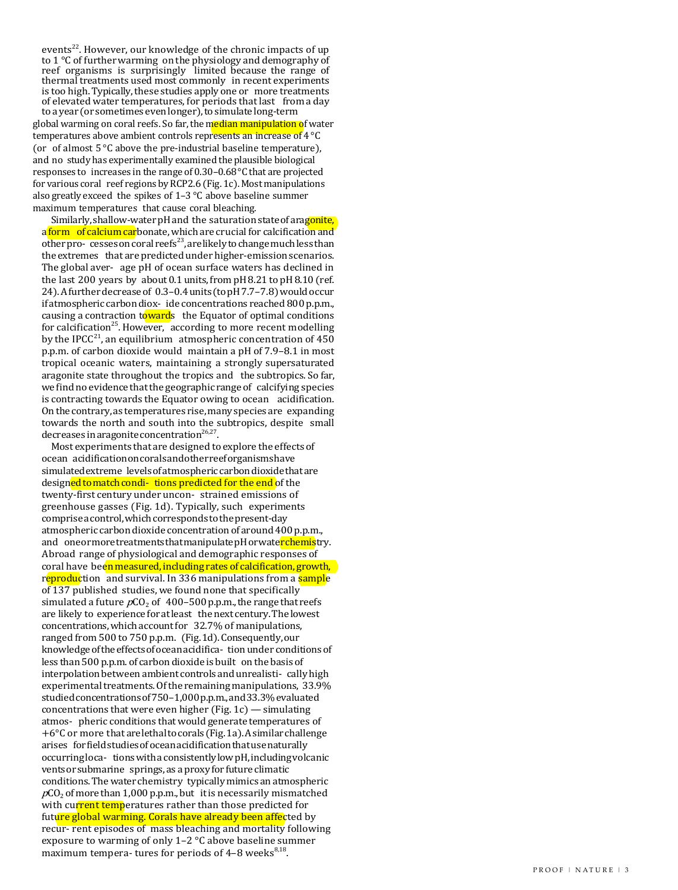events[22]. However, our knowledge of the chronic impacts of up to 1 °C of further warming on the physiology and demography of reef organisms is surprisingly limited because the range of thermal treatments used most commonly in recent experiments is too high. Typically, these studies apply one or more treatments of elevated water temperatures, for periods that last from a day to a year (or sometimes even longer), to simulate long-term global warming on coral reefs. So far, the median manipulation of water temperatures above ambient controls represents an increase of 4 °C (or of almost 5 °C above the pre-industrial baseline temperature), and no study has experimentally examined the plausible biological responses to increases in the range of 0.30–0.68 °C that are projected for various coral reef regions by RCP2.6 (Fig. 1c). Most manipulations also greatly exceed the spikes of 1–3 °C above baseline summer maximum temperatures that cause coral bleaching.

Similarly, shallow-water pH and the saturation state of aragonite, a form of calcium carbonate, which are crucial for calcification and other processes on coral reefs[23], are likely to change much less than the extremes that are predicted under higher-emission scenarios. The global average pH of ocean surface waters has declined in the last 200 years by about 0.1 units, from pH 8.21 to pH 8.10 (ref. 24). A further decrease of 0.3–0.4 units (to pH 7.7–7.8) would occur if atmospheric carbon dioxide concentrations reached 800 p.p.m., causing a contraction towards the Equator of optimal conditions for calcification[25]. However, according to more recent modelling by the IPCC[21], an equilibrium atmospheric concentration of 450 p.p.m. of carbon dioxide would maintain a pH of 7.9–8.1 in most tropical oceanic waters, maintaining a strongly supersaturated aragonite state throughout the tropics and the subtropics. So far, we find no evidence that the geographic range of calcifying species is contracting towards the Equator owing to ocean acidification. On the contrary, as temperatures rise, many species are expanding towards the north and south into the subtropics, despite small decreases in aragonite concentration[26,27].

Most experiments that are designed to explore the effects of ocean acidification on corals and other reef organisms have simulated extreme levels of atmospheric carbon dioxide that are designed to match conditions predicted for the end of the twenty-first century under unconstrained emissions of greenhouse gasses (Fig. 1d). Typically, such experiments comprise a control, which corresponds to the present-day atmospheric carbon dioxide concentration of around 400 p.p.m., and one or more treatments that manipulate pH or water chemistry. A broad range of physiological and demographic responses of coral have been measured, including rates of calcification, growth, reproduction and survival. In 336 manipulations from a sample of 137 published studies, we found none that specifically simulated a future $pCO_2$ of 400–500 p.p.m., the range that reefs are likely to experience for at least the next century. The lowest concentrations, which account for 32.7% of manipulations, ranged from 500 to 750 p.p.m. (Fig. 1d). Consequently, our knowledge of the effects of ocean acidification under conditions of less than 500 p.p.m. of carbon dioxide is built on the basis of interpolation between ambient controls and unrealistically high experimental treatments. Of the remaining manipulations, 33.9% studied concentrations of 750–1,000 p.p.m., and 33.3% evaluated concentrations that were even higher (Fig. 1c) — simulating atmospheric conditions that would generate temperatures of +6 °C or more that are lethal to corals (Fig. 1a). A similar challenge arises for field studies of ocean acidification that use naturally occurring locations with a consistently low pH, including volcanic vents or submarine springs, as a proxy for future climatic conditions. The water chemistry typically mimics an atmospheric $pCO_2$ of more than 1,000 p.p.m., but it is necessarily mismatched with current temperatures rather than those predicted for future global warming. Corals have already been affected by recurrent episodes of mass bleaching and mortality following exposure to warming of only 1–2 °C above baseline summer maximum temperatures for periods of 4–8 weeks[8,18].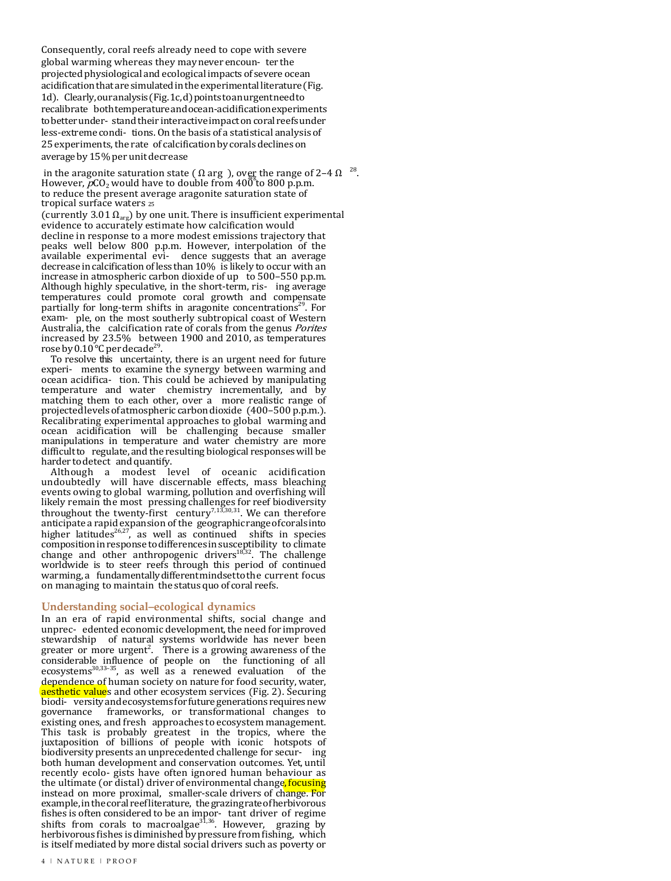Consequently, coral reefs already need to cope with severe global warming whereas they may never encounter the projected physiological and ecological impacts of severe ocean acidification that are simulated in the experimental literature (Fig. 1d). Clearly, our analysis (Fig. 1c,d) points to an urgent need to recalibrate both temperature and ocean-acidification experiments to better understand their interactive impact on coral reefs under less-extreme conditions. On the basis of a statistical analysis of 25 experiments, the rate of calcification by corals declines on average by 15% per unit decrease in the aragonite saturation state ($\Omega_{arg}$), over the range of 2–4 $\Omega_{arg}$[28]. However, $pCO_2$ would have to double from 400 to 800 p.p.m. to reduce the present average aragonite saturation state of tropical surface waters[25] (currently 3.01 $\Omega_{arg}$) by one unit. There is insufficient experimental evidence to accurately estimate how calcification would decline in response to a more modest emissions trajectory that peaks well below 800 p.p.m. However, interpolation of the available experimental evidence suggests that an average decrease in calcification of less than 10% is likely to occur with an increase in atmospheric carbon dioxide of up to 500–550 p.p.m. Although highly speculative, in the short-term, rising average temperatures could promote coral growth and compensate partially for long-term shifts in aragonite concentrations[29]. For example, on the most southerly subtropical coast of Western Australia, the calcification rate of corals from the genus *Porites* increased by 23.5% between 1900 and 2010, as temperatures rose by 0.10 °C per decade[29].

To resolve this uncertainty, there is an urgent need for future experiments to examine the synergy between warming and ocean acidification. This could be achieved by manipulating temperature and water chemistry incrementally, and by matching them to each other, over a more realistic range of projected levels of atmospheric carbon dioxide (400–500 p.p.m.). Recalibrating experimental approaches to global warming and ocean acidification will be challenging because smaller manipulations in temperature and water chemistry are more difficult to regulate, and the resulting biological responses will be harder to detect and quantify.

Although a modest level of oceanic acidification undoubtedly will have discernable effects, mass bleaching events owing to global warming, pollution and overfishing will likely remain the most pressing challenges for reef biodiversity throughout the twenty-first century[7,13,30,31]. We can therefore anticipate a rapid expansion of the geographic range of corals into higher latitudes[26,27], as well as continued shifts in species composition in response to differences in susceptibility to climate change and other anthropogenic drivers[18,32]. The challenge worldwide is to steer reefs through this period of continued warming, a fundamentally different mindset to the current focus on managing to maintain the status quo of coral reefs.

## Understanding social–ecological dynamics

In an era of rapid environmental shifts, social change and unprecedented economic development, the need for improved stewardship of natural systems worldwide has never been greater or more urgent[2]. There is a growing awareness of the considerable influence of people on the functioning of all ecosystems[30,33–35], as well as a renewed evaluation of the dependence of human society on nature for food security, water, aesthetic values and other ecosystem services (Fig. 2). Securing biodiversity and ecosystems for future generations requires new governance frameworks, or transformational changes to existing ones, and fresh approaches to ecosystem management. This task is probably greatest in the tropics, where the juxtaposition of billions of people with iconic hotspots of biodiversity presents an unprecedented challenge for securing both human development and conservation outcomes. Yet, until recently ecologists have often ignored human behaviour as the ultimate (or distal) driver of environmental change, focusing instead on more proximal, smaller-scale drivers of change. For example, in the coral reef literature, the grazing rate of herbivorous fishes is often considered to be an important driver of regime shifts from corals to macroalgae[31,36]. However, grazing by herbivorous fishes is diminished by pressure from fishing, which is itself mediated by more distal social drivers such as poverty or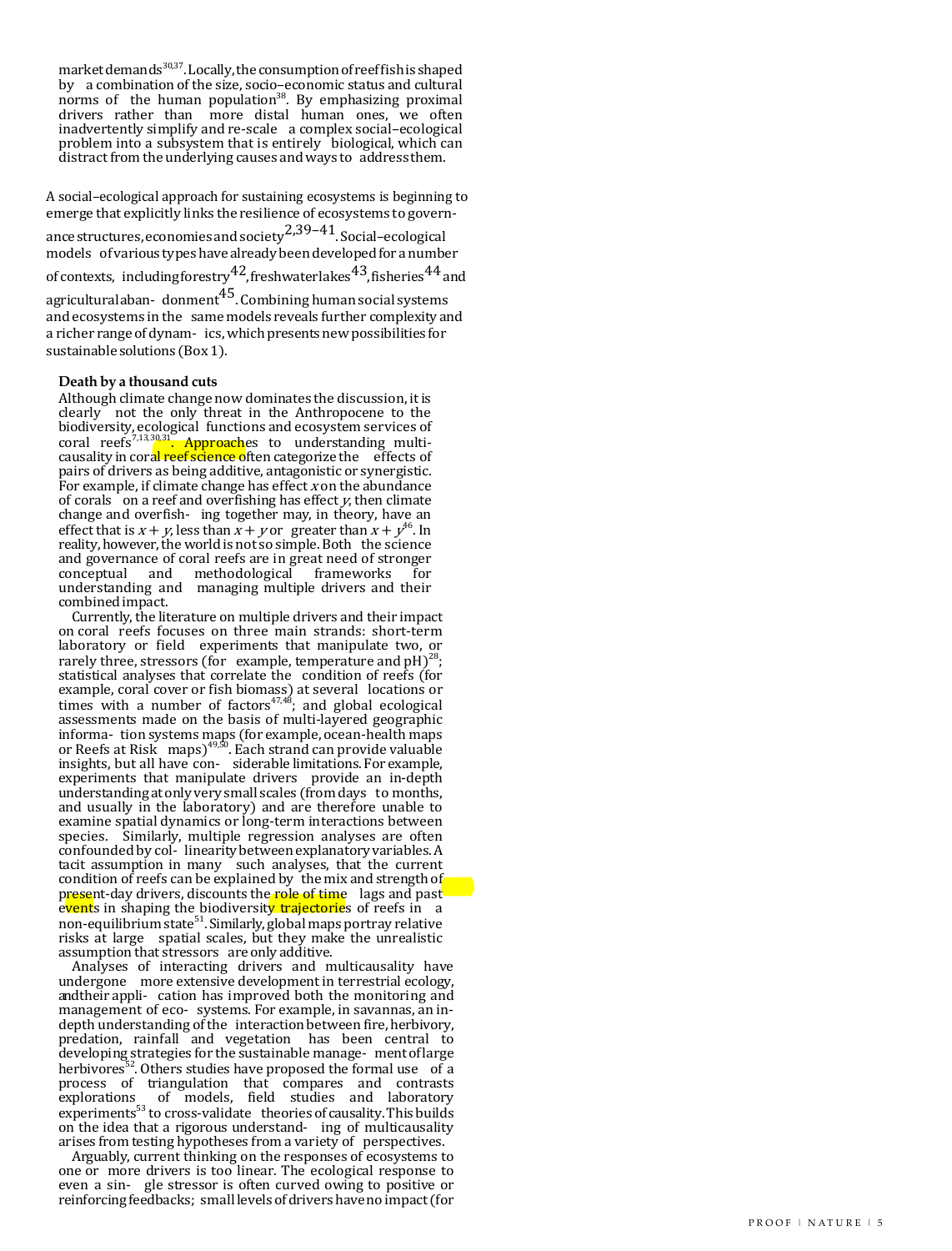market demands[30,37]. Locally, the consumption of reef fish is shaped by a combination of the size, socio–economic status and cultural norms of the human population[38]. By emphasizing proximal drivers rather than more distal human ones, we often inadvertently simplify and re-scale a complex social–ecological problem into a subsystem that is entirely biological, which can distract from the underlying causes and ways to address them.

A social–ecological approach for sustaining ecosystems is beginning to emerge that explicitly links the resilience of ecosystems to governance structures, economies and society[2,39–41]. Social–ecological models of various types have already been developed for a number of contexts, including forestry[42], freshwater lakes[43], fisheries[44] and agricultural abandonment[45]. Combining human social systems and ecosystems in the same models reveals further complexity and a richer range of dynamics, which presents new possibilities for sustainable solutions (Box 1).

### Death by a thousand cuts

Although climate change now dominates the discussion, it is clearly not the only threat in the Anthropocene to the biodiversity, ecological functions and ecosystem services of coral reefs[7,13,30,31]. Approaches to understanding multicausality in coral reef science often categorize the effects of pairs of drivers as being additive, antagonistic or synergistic. For example, if climate change has effect $x$ on the abundance of corals on a reef and overfishing has effect $y$, then climate change and overfishing together may, in theory, have an effect that is $x + y$, less than $x + y$ or greater than $x + y$[46]. In reality, however, the world is not so simple. Both the science and governance of coral reefs are in great need of stronger conceptual and methodological frameworks for understanding and managing multiple drivers and their combined impact.

Currently, the literature on multiple drivers and their impact on coral reefs focuses on three main strands: short-term laboratory or field experiments that manipulate two, or rarely three, stressors (for example, temperature and pH)[28]; statistical analyses that correlate the condition of reefs (for example, coral cover or fish biomass) at several locations or times with a number of factors[47,48]; and global ecological assessments made on the basis of multi-layered geographic information systems maps (for example, ocean-health maps or Reefs at Risk maps)[49,50]. Each strand can provide valuable insights, but all have considerable limitations. For example, experiments that manipulate drivers provide an in-depth understanding at only very small scales (from days to months, and usually in the laboratory) and are therefore unable to examine spatial dynamics or long-term interactions between species. Similarly, multiple regression analyses are often confounded by collinearity between explanatory variables. A tacit assumption in many such analyses, that the current condition of reefs can be explained by the mix and strength of present-day drivers, discounts the role of time lags and past events in shaping the biodiversity trajectories of reefs in a non-equilibrium state[51]. Similarly, global maps portray relative risks at large spatial scales, but they make the unrealistic assumption that stressors are only additive.

Analyses of interacting drivers and multicausality have undergone more extensive development in terrestrial ecology, and their application has improved both the monitoring and management of ecosystems. For example, in savannas, an in-depth understanding of the interaction between fire, herbivory, predation, rainfall and vegetation has been central to developing strategies for the sustainable management of large herbivores[52]. Others studies have proposed the formal use of a process of triangulation that compares and contrasts explorations of models, field studies and laboratory experiments[53] to cross-validate theories of causality. This builds on the idea that a rigorous understanding of multicausality arises from testing hypotheses from a variety of perspectives.

Arguably, current thinking on the responses of ecosystems to one or more drivers is too linear. The ecological response to even a single stressor is often curved owing to positive or reinforcing feedbacks; small levels of drivers have no impact (for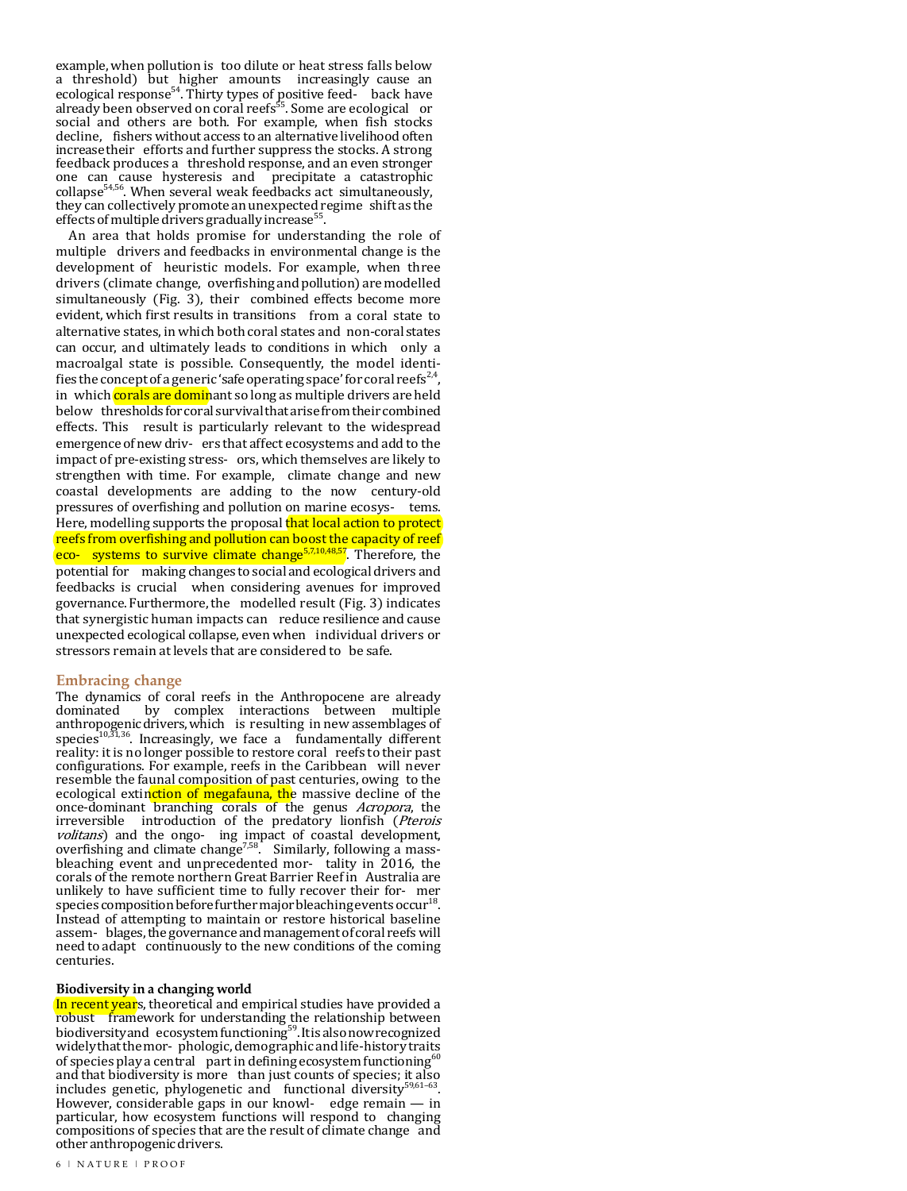example, when pollution is too dilute or heat stress falls below a threshold) but higher amounts increasingly cause an ecological response[54]. Thirty types of positive feedback have already been observed on coral reefs[55]. Some are ecological or social and others are both. For example, when fish stocks decline, fishers without access to an alternative livelihood often increase their efforts and further suppress the stocks. A strong feedback produces a threshold response, and an even stronger one can cause hysteresis and precipitate a catastrophic collapse[54,56]. When several weak feedbacks act simultaneously, they can collectively promote an unexpected regime shift as the effects of multiple drivers gradually increase[55].

An area that holds promise for understanding the role of multiple drivers and feedbacks in environmental change is the development of heuristic models. For example, when three drivers (climate change, overfishing and pollution) are modelled simultaneously (Fig. 3), their combined effects become more evident, which first results in transitions from a coral state to alternative states, in which both coral states and non-coral states can occur, and ultimately leads to conditions in which only a macroalgal state is possible. Consequently, the model identifies the concept of a generic 'safe operating space' for coral reefs[2,4], in which corals are dominant so long as multiple drivers are held below thresholds for coral survival that arise from their combined effects. This result is particularly relevant to the widespread emergence of new drivers that affect ecosystems and add to the impact of pre-existing stressors, which themselves are likely to strengthen with time. For example, climate change and new coastal developments are adding to the now century-old pressures of overfishing and pollution on marine ecosystems. Here, modelling supports the proposal that local action to protect reefs from overfishing and pollution can boost the capacity of reef ecosystems to survive climate change[5,7,10,48,57]. Therefore, the potential for making changes to social and ecological drivers and feedbacks is crucial when considering avenues for improved governance. Furthermore, the modelled result (Fig. 3) indicates that synergistic human impacts can reduce resilience and cause unexpected ecological collapse, even when individual drivers or stressors remain at levels that are considered to be safe.

## Embracing change

The dynamics of coral reefs in the Anthropocene are already dominated by complex interactions between multiple anthropogenic drivers, which is resulting in new assemblages of species[10,31,36]. Increasingly, we face a fundamentally different reality: it is no longer possible to restore coral reefs to their past configurations. For example, reefs in the Caribbean will never resemble the faunal composition of past centuries, owing to the ecological extinction of megafauna, the massive decline of the once-dominant branching corals of the genus *Acropora*, the irreversible introduction of the predatory lionfish (*Pterois volitans*) and the ongoing impact of coastal development, overfishing and climate change[7,58]. Similarly, following a mass-bleaching event and unprecedented mortality in 2016, the corals of the remote northern Great Barrier Reef in Australia are unlikely to have sufficient time to fully recover their former species composition before further major bleaching events occur[18]. Instead of attempting to maintain or restore historical baseline assemblages, the governance and management of coral reefs will need to adapt continuously to the new conditions of the coming centuries.

### Biodiversity in a changing world

In recent years, theoretical and empirical studies have provided a robust framework for understanding the relationship between biodiversity and ecosystem functioning[59]. It is also now recognized widely that the morphologic, demographic and life-history traits of species play a central part in defining ecosystem functioning[60] and that biodiversity is more than just counts of species; it also includes genetic, phylogenetic and functional diversity[59,61–63]. However, considerable gaps in our knowledge remain — in particular, how ecosystem functions will respond to changing compositions of species that are the result of climate change and other anthropogenic drivers.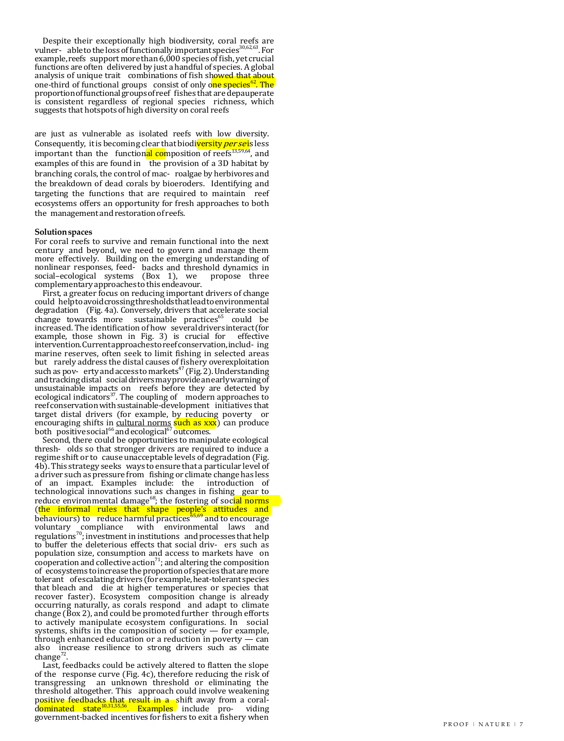Despite their exceptionally high biodiversity, coral reefs are vulnerable to the loss of functionally important species[30,62,63]. For example, reefs support more than 6,000 species of fish, yet crucial functions are often delivered by just a handful of species. A global analysis of unique trait combinations of fish showed that about one-third of functional groups consist of only one species[62]. The proportion of functional groups of reef fishes that are depauperate is consistent regardless of regional species richness, which suggests that hotspots of high diversity on coral reefs

are just as vulnerable as isolated reefs with low diversity. Consequently, it is becoming clear that biodiversity *per se* is less important than the functional composition of reefs[13,59,64], and examples of this are found in the provision of a 3D habitat by branching corals, the control of macroalgae by herbivores and the breakdown of dead corals by bioeroders. Identifying and targeting the functions that are required to maintain reef ecosystems offers an opportunity for fresh approaches to both the management and restoration of reefs.

**Solution spaces**

For coral reefs to survive and remain functional into the next century and beyond, we need to govern and manage them more effectively. Building on the emerging understanding of nonlinear responses, feedbacks and threshold dynamics in social–ecological systems (Box 1), we propose three complementary approaches to this endeavour.

First, a greater focus on reducing important drivers of change could help to avoid crossing thresholds that lead to environmental degradation (Fig. 4a). Conversely, drivers that accelerate social change towards more sustainable practices[65] could be increased. The identification of how several drivers interact (for example, those shown in Fig. 3) is crucial for effective intervention. Current approaches to reef conservation, including marine reserves, often seek to limit fishing in selected areas but rarely address the distal causes of fishery overexploitation such as poverty and access to markets[47] (Fig. 2). Understanding and tracking distal social drivers may provide an early warning of unsustainable impacts on reefs before they are detected by ecological indicators[37]. The coupling of modern approaches to reef conservation with sustainable-development initiatives that target distal drivers (for example, by reducing poverty or encouraging shifts in cultural norms such as xxx) can produce both positive social[66] and ecological[67] outcomes.

Second, there could be opportunities to manipulate ecological thresholds so that stronger drivers are required to induce a regime shift or to cause unacceptable levels of degradation (Fig. 4b). This strategy seeks ways to ensure that a particular level of a driver such as pressure from fishing or climate change has less of an impact. Examples include: the introduction of technological innovations such as changes in fishing gear to reduce environmental damage[68]; the fostering of social norms (the informal rules that shape people's attitudes and behaviours) to reduce harmful practices[65,69] and to encourage voluntary compliance with environmental laws and regulations[70]; investment in institutions and processes that help to buffer the deleterious effects that social drivers such as population size, consumption and access to markets have on cooperation and collective action[71]; and altering the composition of ecosystems to increase the proportion of species that are more tolerant of escalating drivers (for example, heat-tolerant species that bleach and die at higher temperatures or species that recover faster). Ecosystem composition change is already occurring naturally, as corals respond and adapt to climate change (Box 2), and could be promoted further through efforts to actively manipulate ecosystem configurations. In social systems, shifts in the composition of society — for example, through enhanced education or a reduction in poverty — can also increase resilience to strong drivers such as climate change[72].

Last, feedbacks could be actively altered to flatten the slope of the response curve (Fig. 4c), therefore reducing the risk of transgressing an unknown threshold or eliminating the threshold altogether. This approach could involve weakening positive feedbacks that result in a shift away from a coral-dominated state[10,31,55,56]. Examples include providing government-backed incentives for fishers to exit a fishery when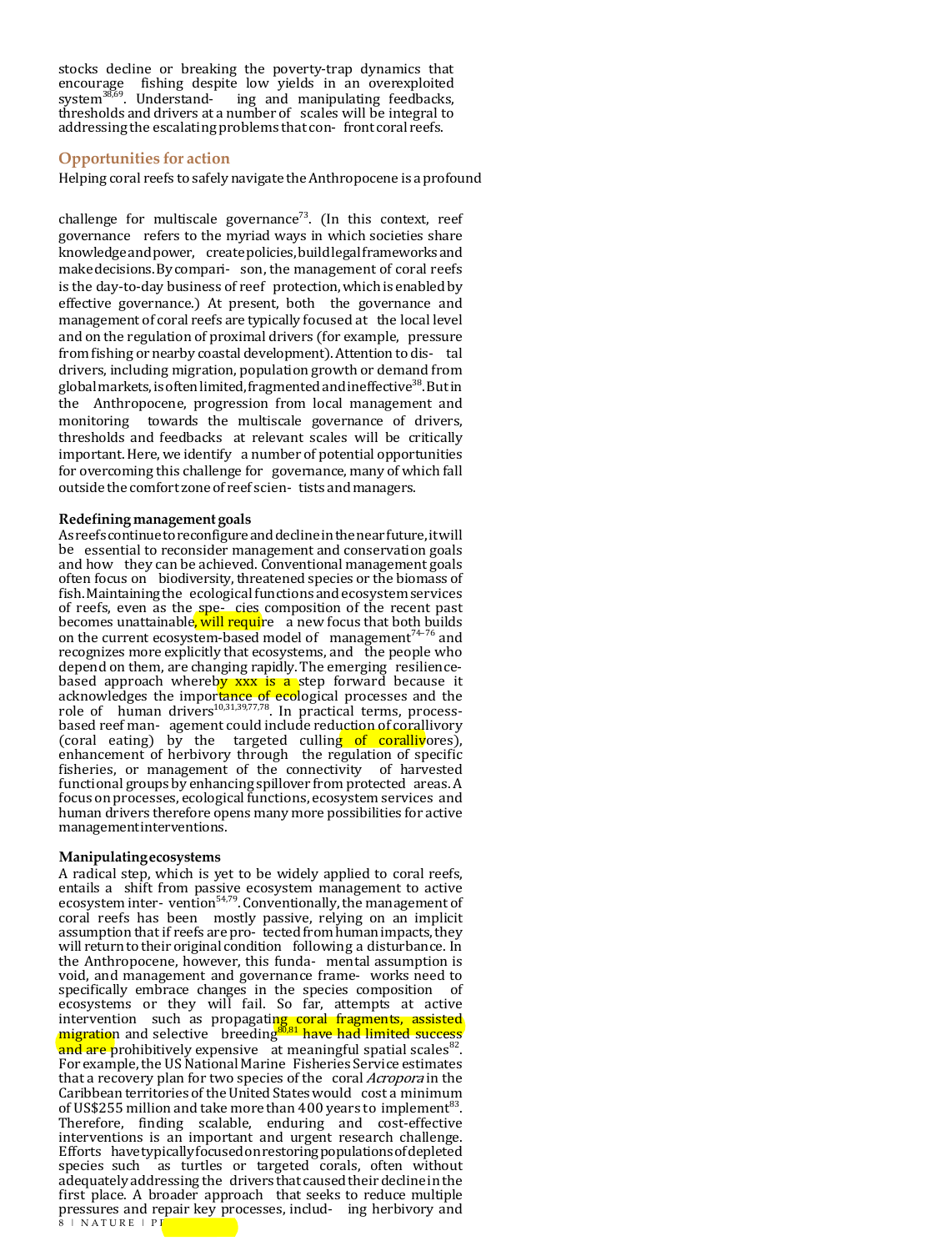stocks decline or breaking the poverty-trap dynamics that encourage fishing despite low yields in an overexploited system[38,69]. Understanding and manipulating feedbacks, thresholds and drivers at a number of scales will be integral to addressing the escalating problems that confront coral reefs.

## Opportunities for action

Helping coral reefs to safely navigate the Anthropocene is a profound challenge for multiscale governance[73]. (In this context, reef governance refers to the myriad ways in which societies share knowledge and power, create policies, build legal frameworks and make decisions. By comparison, the management of coral reefs is the day-to-day business of reef protection, which is enabled by effective governance.) At present, both the governance and management of coral reefs are typically focused at the local level and on the regulation of proximal drivers (for example, pressure from fishing or nearby coastal development). Attention to distal drivers, including migration, population growth or demand from global markets, is often limited, fragmented and ineffective[38]. But in the Anthropocene, progression from local management and monitoring towards the multiscale governance of drivers, thresholds and feedbacks at relevant scales will be critically important. Here, we identify a number of potential opportunities for overcoming this challenge for governance, many of which fall outside the comfort zone of reef scientists and managers.

### Redefining management goals

As reefs continue to reconfigure and decline in the near future, it will be essential to reconsider management and conservation goals and how they can be achieved. Conventional management goals often focus on biodiversity, threatened species or the biomass of fish. Maintaining the ecological functions and ecosystem services of reefs, even as the species composition of the recent past becomes unattainable, will require a new focus that both builds on the current ecosystem-based model of management[74–76] and recognizes more explicitly that ecosystems, and the people who depend on them, are changing rapidly. The emerging resilience-based approach whereby xxx is a step forward because it acknowledges the importance of ecological processes and the role of human drivers[10,31,39,77,78]. In practical terms, process-based reef management could include reduction of corallivory (coral eating) by the targeted culling of corallivores), enhancement of herbivory through the regulation of specific fisheries, or management of the connectivity of harvested functional groups by enhancing spillover from protected areas. A focus on processes, ecological functions, ecosystem services and human drivers therefore opens many more possibilities for active management interventions.

### Manipulating ecosystems

A radical step, which is yet to be widely applied to coral reefs, entails a shift from passive ecosystem management to active ecosystem intervention[54,79]. Conventionally, the management of coral reefs has been mostly passive, relying on an implicit assumption that if reefs are protected from human impacts, they will return to their original condition following a disturbance. In the Anthropocene, however, this fundamental assumption is void, and management and governance frameworks need to specifically embrace changes in the species composition of ecosystems or they will fail. So far, attempts at active intervention such as propagating coral fragments, assisted migration and selective breeding[80,81] have had limited success and are prohibitively expensive at meaningful spatial scales[82]. For example, the US National Marine Fisheries Service estimates that a recovery plan for two species of the coral *Acropora* in the Caribbean territories of the United States would cost a minimum of US$255 million and take more than 400 years to implement[83]. Therefore, finding scalable, enduring and cost-effective interventions is an important and urgent research challenge. Efforts have typically focused on restoring populations of depleted species such as turtles or targeted corals, often without adequately addressing the drivers that caused their decline in the first place. A broader approach that seeks to reduce multiple pressures and repair key processes, including herbivory and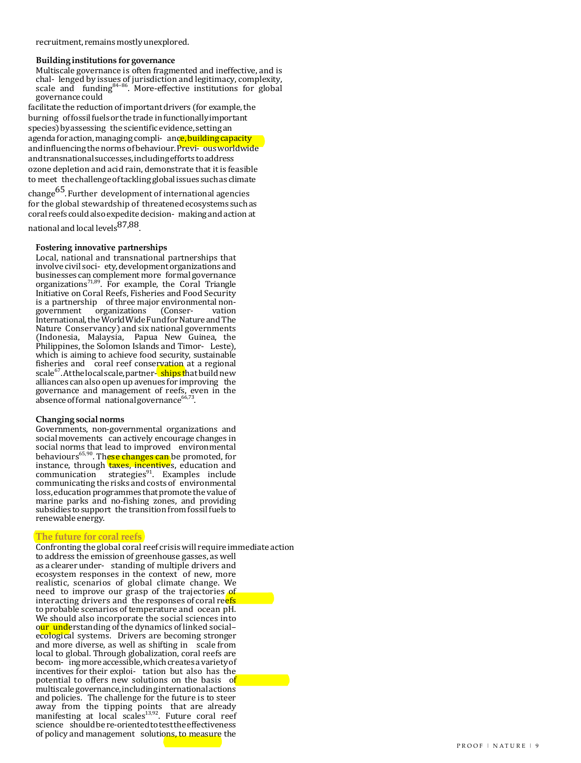recruitment, remains mostly unexplored.

### Building institutions for governance

Multiscale governance is often fragmented and ineffective, and is challenged by issues of jurisdiction and legitimacy, complexity, scale and funding[84–86]. More-effective institutions for global governance could facilitate the reduction of important drivers (for example, the burning of fossil fuels or the trade in functionally important species) by assessing the scientific evidence, setting an agenda for action, managing compliance, building capacity and influencing the norms of behaviour. Previous worldwide and transnational successes, including efforts to address ozone depletion and acid rain, demonstrate that it is feasible to meet the challenge of tackling global issues such as climate change[65]. Further development of international agencies for the global stewardship of threatened ecosystems such as coral reefs could also expedite decision-making and action at national and local levels[87,88].

### Fostering innovative partnerships

Local, national and transnational partnerships that involve civil society, development organizations and businesses can complement more formal governance organizations[71,89]. For example, the Coral Triangle Initiative on Coral Reefs, Fisheries and Food Security is a partnership of three major environmental non-government organizations (Conservation International, the World Wide Fund for Nature and The Nature Conservancy) and six national governments (Indonesia, Malaysia, Papua New Guinea, the Philippines, the Solomon Islands and Timor-Leste), which is aiming to achieve food security, sustainable fisheries and coral reef conservation at a regional scale[67]. At the local scale, partnerships that build new alliances can also open up avenues for improving the governance and management of reefs, even in the absence of formal national governance[66,73].

### Changing social norms

Governments, non-governmental organizations and social movements can actively encourage changes in social norms that lead to improved environmental behaviours[65,90]. These changes can be promoted, for instance, through taxes, incentives, education and communication strategies[91]. Examples include communicating the risks and costs of environmental loss, education programmes that promote the value of marine parks and no-fishing zones, and providing subsidies to support the transition from fossil fuels to renewable energy.

## The future for coral reefs

Confronting the global coral reef crisis will require immediate action to address the emission of greenhouse gasses, as well as a clearer understanding of multiple drivers and ecosystem responses in the context of new, more realistic, scenarios of global climate change. We need to improve our grasp of the trajectories of interacting drivers and the responses of coral reefs to probable scenarios of temperature and ocean pH. We should also incorporate the social sciences into our understanding of the dynamics of linked social–ecological systems. Drivers are becoming stronger and more diverse, as well as shifting in scale from local to global. Through globalization, coral reefs are becoming more accessible, which creates a variety of incentives for their exploitation but also has the potential to offers new solutions on the basis of multiscale governance, including international actions and policies. The challenge for the future is to steer away from the tipping points that are already manifesting at local scales[13,92]. Future coral reef science should be re-oriented to test the effectiveness of policy and management solutions, to measure the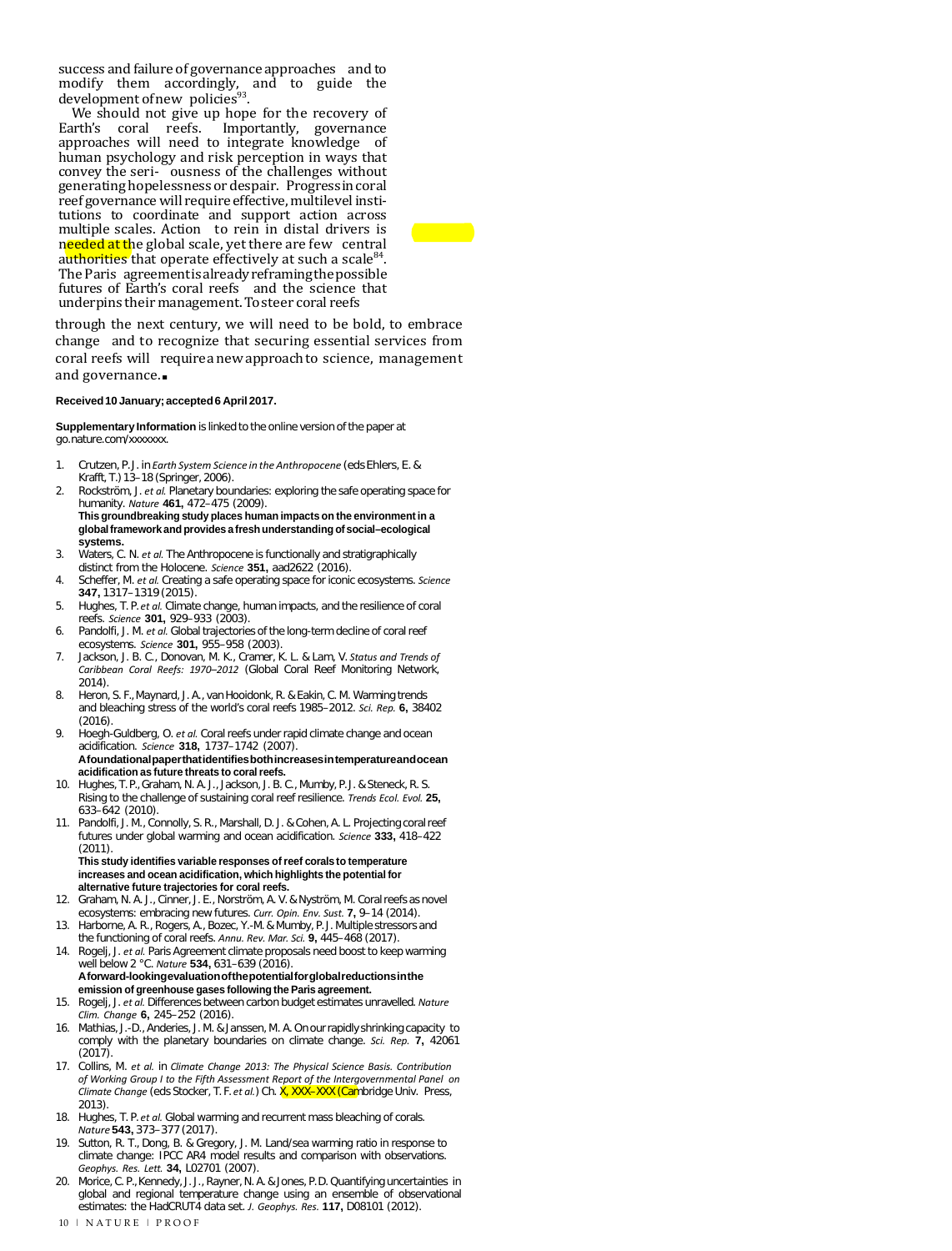success and failure of governance approaches and to modify them accordingly, and to guide the development of new policies[93].

We should not give up hope for the recovery of Earth's coral reefs. Importantly, governance approaches will need to integrate knowledge of human psychology and risk perception in ways that convey the seriousness of the challenges without generating hopelessness or despair. Progress in coral reef governance will require effective, multilevel institutions to coordinate and support action across multiple scales. Action to rein in distal drivers is needed at the global scale, yet there are few central authorities that operate effectively at such a scale[84]. The Paris agreement is already reframing the possible futures of Earth's coral reefs and the science that underpins their management. To steer coral reefs through the next century, we will need to be bold, to embrace change and to recognize that securing essential services from coral reefs will require a new approach to science, management and governance. ■

**Received 10 January; accepted 6 April 2017.**

**Supplementary Information** is linked to the online version of the paper at go.nature.com/xxxxxxx.

1. Crutzen, P. J. in *Earth System Science in the Anthropocene* (eds Ehlers, E. & Krafft, T.) 13–18 (Springer, 2006).
2. Rockström, J. *et al.* Planetary boundaries: exploring the safe operating space for humanity. *Nature* **461,** 472–475 (2009).
   **This groundbreaking study places human impacts on the environment in a global framework and provides a fresh understanding of social–ecological systems.**
3. Waters, C. N. *et al.* The Anthropocene is functionally and stratigraphically distinct from the Holocene. *Science* **351,** aad2622 (2016).
4. Scheffer, M. *et al.* Creating a safe operating space for iconic ecosystems. *Science* **347,** 1317–1319 (2015).
5. Hughes, T. P. *et al.* Climate change, human impacts, and the resilience of coral reefs. *Science* **301,** 929–933 (2003).
6. Pandolfi, J. M. *et al.* Global trajectories of the long-term decline of coral reef ecosystems. *Science* **301,** 955–958 (2003).
7. Jackson, J. B. C., Donovan, M. K., Cramer, K. L. & Lam, V. *Status and Trends of Caribbean Coral Reefs: 1970–2012* (Global Coral Reef Monitoring Network, 2014).
8. Heron, S. F., Maynard, J. A., van Hooidonk, R. & Eakin, C. M. Warming trends and bleaching stress of the world's coral reefs 1985–2012. *Sci. Rep.* **6,** 38402 (2016).
9. Hoegh-Guldberg, O. *et al.* Coral reefs under rapid climate change and ocean acidification. *Science* **318,** 1737–1742 (2007).
   **A foundational paper that identifies both increases in temperature and ocean acidification as future threats to coral reefs.**
10. Hughes, T. P., Graham, N. A. J., Jackson, J. B. C., Mumby, P. J. & Steneck, R. S. Rising to the challenge of sustaining coral reef resilience. *Trends Ecol. Evol.* **25,** 633–642 (2010).
11. Pandolfi, J. M., Connolly, S. R., Marshall, D. J. & Cohen, A. L. Projecting coral reef futures under global warming and ocean acidification. *Science* **333,** 418–422 (2011).
    **This study identifies variable responses of reef corals to temperature increases and ocean acidification, which highlights the potential for alternative future trajectories for coral reefs.**
12. Graham, N. A. J., Cinner, J. E., Norström, A. V. & Nyström, M. Coral reefs as novel ecosystems: embracing new futures. *Curr. Opin. Env. Sust.* **7,** 9–14 (2014).
13. Harborne, A. R., Rogers, A., Bozec, Y.-M. & Mumby, P. J. Multiple stressors and the functioning of coral reefs. *Annu. Rev. Mar. Sci.* **9,** 445–468 (2017).
14. Rogelj, J. *et al.* Paris Agreement climate proposals need boost to keep warming well below 2 °C. *Nature* **534,** 631–639 (2016).
    **A forward-looking evaluation of the potential for global reductions in the emission of greenhouse gases following the Paris agreement.**
15. Rogelj, J. *et al.* Differences between carbon budget estimates unravelled. *Nature Clim. Change* **6,** 245–252 (2016).
16. Mathias, J.-D., Anderies, J. M. & Janssen, M. A. On our rapidly shrinking capacity to comply with the planetary boundaries on climate change. *Sci. Rep.* **7,** 42061 (2017).
17. Collins, M. *et al.* in *Climate Change 2013: The Physical Science Basis. Contribution of Working Group I to the Fifth Assessment Report of the Intergovernmental Panel on Climate Change* (eds Stocker, T. F. *et al.*) Ch. X, XXX–XXX (Cambridge Univ. Press, 2013).
18. Hughes, T. P. *et al.* Global warming and recurrent mass bleaching of corals. *Nature* **543,** 373–377 (2017).
19. Sutton, R. T., Dong, B. & Gregory, J. M. Land/sea warming ratio in response to climate change: IPCC AR4 model results and comparison with observations. *Geophys. Res. Lett.* **34,** L02701 (2007).
20. Morice, C. P., Kennedy, J. J., Rayner, N. A. & Jones, P. D. Quantifying uncertainties in global and regional temperature change using an ensemble of observational estimates: the HadCRUT4 data set. *J. Geophys. Res.* **117,** D08101 (2012).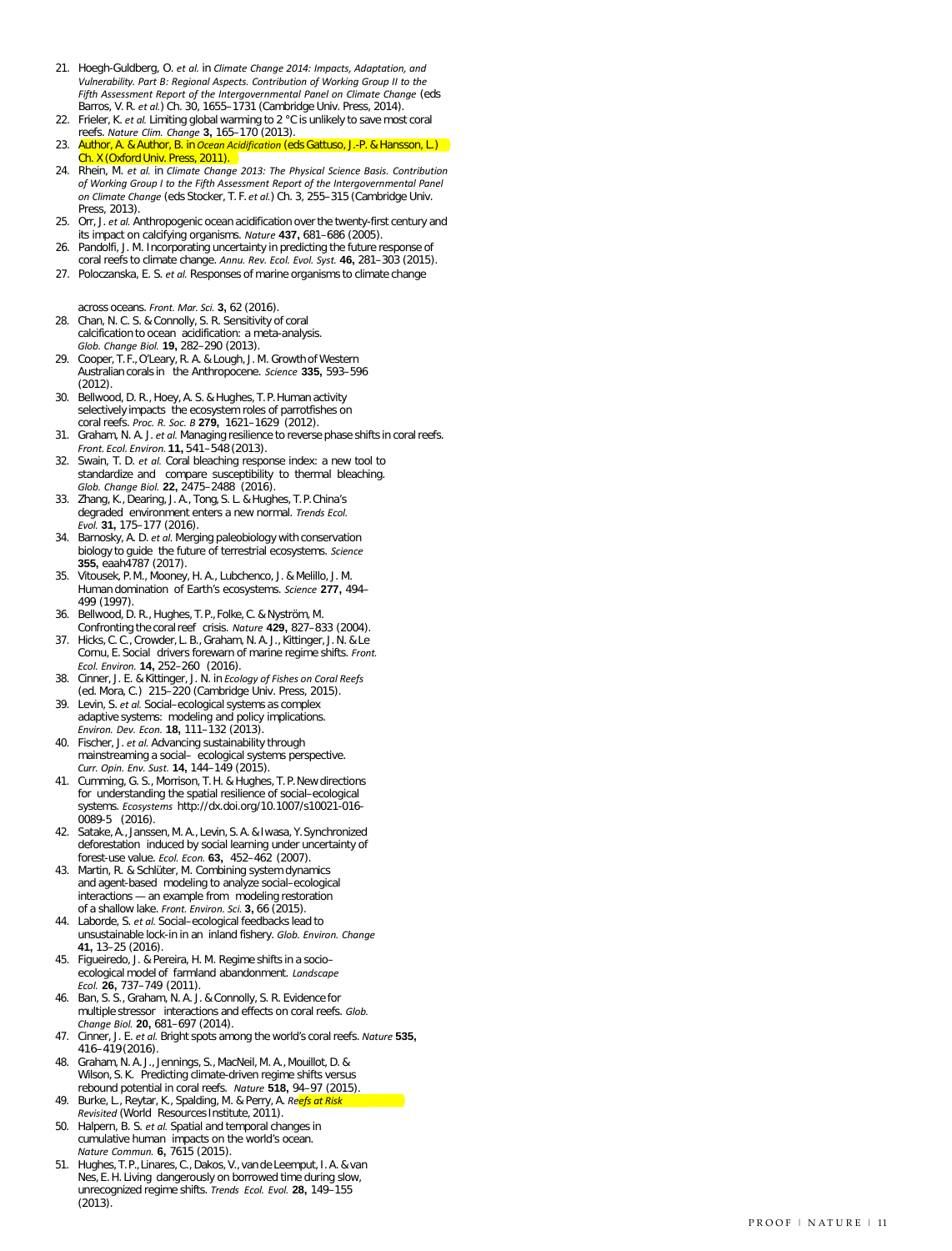21. Hoegh-Guldberg, O. *et al.* in *Climate Change 2014: Impacts, Adaptation, and Vulnerability. Part B: Regional Aspects. Contribution of Working Group II to the Fifth Assessment Report of the Intergovernmental Panel on Climate Change* (eds Barros, V. R. *et al.*) Ch. 30, 1655–1731 (Cambridge Univ. Press, 2014).
22. Frieler, K. *et al.* Limiting global warming to 2 °C is unlikely to save most coral reefs. *Nature Clim. Change* **3,** 165–170 (2013).
23. Author, A. & Author, B. in *Ocean Acidification* (eds Gattuso, J.-P. & Hansson, L.) Ch. X (Oxford Univ. Press, 2011).
24. Rhein, M. *et al.* in *Climate Change 2013: The Physical Science Basis. Contribution of Working Group I to the Fifth Assessment Report of the Intergovernmental Panel on Climate Change* (eds Stocker, T. F. *et al.*) Ch. 3, 255–315 (Cambridge Univ. Press, 2013).
25. Orr, J. *et al.* Anthropogenic ocean acidification over the twenty-first century and its impact on calcifying organisms. *Nature* **437,** 681–686 (2005).
26. Pandolfi, J. M. Incorporating uncertainty in predicting the future response of coral reefs to climate change. *Annu. Rev. Ecol. Evol. Syst.* **46,** 281–303 (2015).
27. Poloczanska, E. S. *et al.* Responses of marine organisms to climate change across oceans. *Front. Mar. Sci.* **3,** 62 (2016).
28. Chan, N. C. S. & Connolly, S. R. Sensitivity of coral calcification to ocean acidification: a meta-analysis. *Glob. Change Biol.* **19,** 282–290 (2013).
29. Cooper, T. F., O'Leary, R. A. & Lough, J. M. Growth of Western Australian corals in the Anthropocene. *Science* **335,** 593–596 (2012).
30. Bellwood, D. R., Hoey, A. S. & Hughes, T. P. Human activity selectively impacts the ecosystem roles of parrotfishes on coral reefs. *Proc. R. Soc. B* **279,** 1621–1629 (2012).
31. Graham, N. A. J. *et al.* Managing resilience to reverse phase shifts in coral reefs. *Front. Ecol. Environ.* **11,** 541–548 (2013).
32. Swain, T. D. *et al.* Coral bleaching response index: a new tool to standardize and compare susceptibility to thermal bleaching. *Glob. Change Biol.* **22,** 2475–2488 (2016).
33. Zhang, K., Dearing, J. A., Tong, S. L. & Hughes, T. P. China's degraded environment enters a new normal. *Trends Ecol. Evol.* **31,** 175–177 (2016).
34. Barnosky, A. D. *et al.* Merging paleobiology with conservation biology to guide the future of terrestrial ecosystems. *Science* **355,** eaah4787 (2017).
35. Vitousek, P. M., Mooney, H. A., Lubchenco, J. & Melillo, J. M. Human domination of Earth's ecosystems. *Science* **277,** 494–499 (1997).
36. Bellwood, D. R., Hughes, T. P., Folke, C. & Nyström, M. Confronting the coral reef crisis. *Nature* **429,** 827–833 (2004).
37. Hicks, C. C., Crowder, L. B., Graham, N. A. J., Kittinger, J. N. & Le Cornu, E. Social drivers forewarn of marine regime shifts. *Front. Ecol. Environ.* **14,** 252–260 (2016).
38. Cinner, J. E. & Kittinger, J. N. in *Ecology of Fishes on Coral Reefs* (ed. Mora, C.) 215–220 (Cambridge Univ. Press, 2015).
39. Levin, S. *et al.* Social–ecological systems as complex adaptive systems: modeling and policy implications. *Environ. Dev. Econ.* **18,** 111–132 (2013).
40. Fischer, J. *et al.* Advancing sustainability through mainstreaming a social– ecological systems perspective. *Curr. Opin. Env. Sust.* **14,** 144–149 (2015).
41. Cumming, G. S., Morrison, T. H. & Hughes, T. P. New directions for understanding the spatial resilience of social–ecological systems. *Ecosystems* http://dx.doi.org/10.1007/s10021-016-0089-5 (2016).
42. Satake, A., Janssen, M. A., Levin, S. A. & Iwasa, Y. Synchronized deforestation induced by social learning under uncertainty of forest-use value. *Ecol. Econ.* **63,** 452–462 (2007).
43. Martin, R. & Schlüter, M. Combining system dynamics and agent-based modeling to analyze social–ecological interactions — an example from modeling restoration of a shallow lake. *Front. Environ. Sci.* **3,** 66 (2015).
44. Laborde, S. *et al.* Social–ecological feedbacks lead to unsustainable lock-in in an inland fishery. *Glob. Environ. Change* **41,** 13–25 (2016).
45. Figueiredo, J. & Pereira, H. M. Regime shifts in a socio–ecological model of farmland abandonment. *Landscape Ecol.* **26,** 737–749 (2011).
46. Ban, S. S., Graham, N. A. J. & Connolly, S. R. Evidence for multiple stressor interactions and effects on coral reefs. *Glob. Change Biol.* **20,** 681–697 (2014).
47. Cinner, J. E. *et al.* Bright spots among the world's coral reefs. *Nature* **535,** 416–419 (2016).
48. Graham, N. A. J., Jennings, S., MacNeil, M. A., Mouillot, D. & Wilson, S. K. Predicting climate-driven regime shifts versus rebound potential in coral reefs. *Nature* **518,** 94–97 (2015).
49. Burke, L., Reytar, K., Spalding, M. & Perry, A. *Reefs at Risk Revisited* (World Resources Institute, 2011).
50. Halpern, B. S. *et al.* Spatial and temporal changes in cumulative human impacts on the world's ocean. *Nature Commun.* **6,** 7615 (2015).
51. Hughes, T. P., Linares, C., Dakos, V., van de Leemput, I. A. & van Nes, E. H. Living dangerously on borrowed time during slow, unrecognized regime shifts. *Trends Ecol. Evol.* **28,** 149–155 (2013).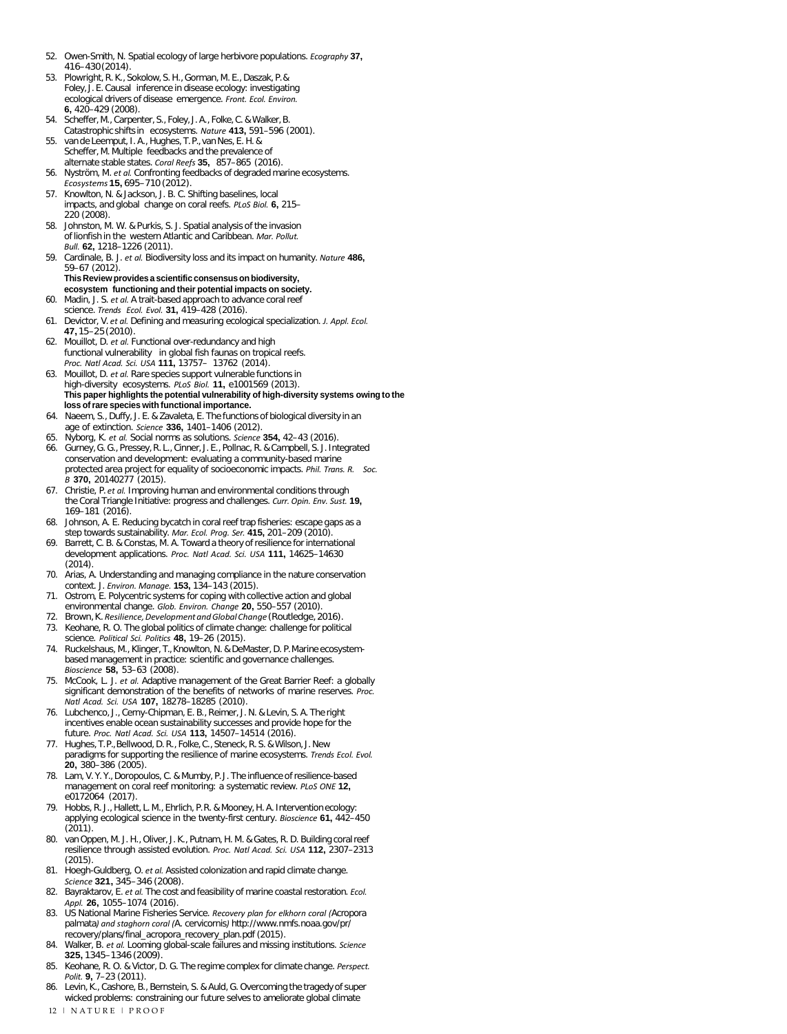52. Owen-Smith, N. Spatial ecology of large herbivore populations. *Ecography* **37,** 416–430 (2014).
53. Plowright, R. K., Sokolow, S. H., Gorman, M. E., Daszak, P. & Foley, J. E. Causal inference in disease ecology: investigating ecological drivers of disease emergence. *Front. Ecol. Environ.* **6,** 420–429 (2008).
54. Scheffer, M., Carpenter, S., Foley, J. A., Folke, C. & Walker, B. Catastrophic shifts in ecosystems. *Nature* **413,** 591–596 (2001).
55. van de Leemput, I. A., Hughes, T. P., van Nes, E. H. & Scheffer, M. Multiple feedbacks and the prevalence of alternate stable states. *Coral Reefs* **35,** 857–865 (2016).
56. Nyström, M. *et al.* Confronting feedbacks of degraded marine ecosystems. *Ecosystems* **15,** 695–710 (2012).
57. Knowlton, N. & Jackson, J. B. C. Shifting baselines, local impacts, and global change on coral reefs. *PLoS Biol.* **6,** 215–220 (2008).
58. Johnston, M. W. & Purkis, S. J. Spatial analysis of the invasion of lionfish in the western Atlantic and Caribbean. *Mar. Pollut. Bull.* **62,** 1218–1226 (2011).
59. Cardinale, B. J. *et al.* Biodiversity loss and its impact on humanity. *Nature* **486,** 59–67 (2012).
    **This Review provides a scientific consensus on biodiversity, ecosystem functioning and their potential impacts on society.**
60. Madin, J. S. *et al.* A trait-based approach to advance coral reef science. *Trends Ecol. Evol.* **31,** 419–428 (2016).
61. Devictor, V. *et al.* Defining and measuring ecological specialization. *J. Appl. Ecol.* **47,** 15–25 (2010).
62. Mouillot, D. *et al.* Functional over-redundancy and high functional vulnerability in global fish faunas on tropical reefs. *Proc. Natl Acad. Sci. USA* **111,** 13757–13762 (2014).
63. Mouillot, D. *et al.* Rare species support vulnerable functions in high-diversity ecosystems. *PLoS Biol.* **11,** e1001569 (2013).
    **This paper highlights the potential vulnerability of high-diversity systems owing to the loss of rare species with functional importance.**
64. Naeem, S., Duffy, J. E. & Zavaleta, E. The functions of biological diversity in an age of extinction. *Science* **336,** 1401–1406 (2012).
65. Nyborg, K. *et al.* Social norms as solutions. *Science* **354,** 42–43 (2016).
66. Gurney, G. G., Pressey, R. L., Cinner, J. E., Pollnac, R. & Campbell, S. J. Integrated conservation and development: evaluating a community-based marine protected area project for equality of socioeconomic impacts. *Phil. Trans. R. Soc. B* **370,** 20140277 (2015).
67. Christie, P. *et al.* Improving human and environmental conditions through the Coral Triangle Initiative: progress and challenges. *Curr. Opin. Env. Sust.* **19,** 169–181 (2016).
68. Johnson, A. E. Reducing bycatch in coral reef trap fisheries: escape gaps as a step towards sustainability. *Mar. Ecol. Prog. Ser.* **415,** 201–209 (2010).
69. Barrett, C. B. & Constas, M. A. Toward a theory of resilience for international development applications. *Proc. Natl Acad. Sci. USA* **111,** 14625–14630 (2014).
70. Arias, A. Understanding and managing compliance in the nature conservation context. *J. Environ. Manage.* **153,** 134–143 (2015).
71. Ostrom, E. Polycentric systems for coping with collective action and global environmental change. *Glob. Environ. Change* **20,** 550–557 (2010).
72. Brown, K. *Resilience, Development and Global Change* (Routledge, 2016).
73. Keohane, R. O. The global politics of climate change: challenge for political science. *Political Sci. Politics* **48,** 19–26 (2015).
74. Ruckelshaus, M., Klinger, T., Knowlton, N. & DeMaster, D. P. Marine ecosystem-based management in practice: scientific and governance challenges. *Bioscience* **58,** 53–63 (2008).
75. McCook, L. J. *et al.* Adaptive management of the Great Barrier Reef: a globally significant demonstration of the benefits of networks of marine reserves. *Proc. Natl Acad. Sci. USA* **107,** 18278–18285 (2010).
76. Lubchenco, J., Cerny-Chipman, E. B., Reimer, J. N. & Levin, S. A. The right incentives enable ocean sustainability successes and provide hope for the future. *Proc. Natl Acad. Sci. USA* **113,** 14507–14514 (2016).
77. Hughes, T. P., Bellwood, D. R., Folke, C., Steneck, R. S. & Wilson, J. New paradigms for supporting the resilience of marine ecosystems. *Trends Ecol. Evol.* **20,** 380–386 (2005).
78. Lam, V. Y. Y., Doropoulos, C. & Mumby, P. J. The influence of resilience-based management on coral reef monitoring: a systematic review. *PLoS ONE* **12,** e0172064 (2017).
79. Hobbs, R. J., Hallett, L. M., Ehrlich, P. R. & Mooney, H. A. Intervention ecology: applying ecological science in the twenty-first century. *Bioscience* **61,** 442–450 (2011).
80. van Oppen, M. J. H., Oliver, J. K., Putnam, H. M. & Gates, R. D. Building coral reef resilience through assisted evolution. *Proc. Natl Acad. Sci. USA* **112,** 2307–2313 (2015).
81. Hoegh-Guldberg, O. *et al.* Assisted colonization and rapid climate change. *Science* **321,** 345–346 (2008).
82. Bayraktarov, E. *et al.* The cost and feasibility of marine coastal restoration. *Ecol. Appl.* **26,** 1055–1074 (2016).
83. US National Marine Fisheries Service. *Recovery plan for elkhorn coral (*Acropora palmata*) and staghorn coral (*A. cervicornis*)* http://www.nmfs.noaa.gov/pr/recovery/plans/final_acropora_recovery_plan.pdf (2015).
84. Walker, B. *et al.* Looming global-scale failures and missing institutions. *Science* **325,** 1345–1346 (2009).
85. Keohane, R. O. & Victor, D. G. The regime complex for climate change. *Perspect. Polit.* **9,** 7–23 (2011).
86. Levin, K., Cashore, B., Bernstein, S. & Auld, G. Overcoming the tragedy of super wicked problems: constraining our future selves to ameliorate global climate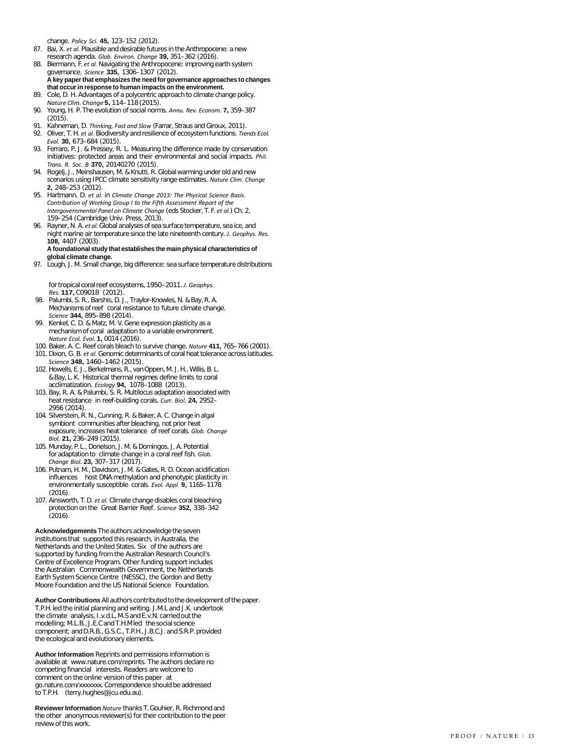change. *Policy Sci.* **45,** 123–152 (2012).

87. Bai, X. *et al.* Plausible and desirable futures in the Anthropocene: a new research agenda. *Glob. Environ. Change* **39,** 351–362 (2016).
88. Biermann, F. *et al.* Navigating the Anthropocene: improving earth system governance. *Science* **335,** 1306–1307 (2012).
    **A key paper that emphasizes the need for governance approaches to changes that occur in response to human impacts on the environment.**
89. Cole, D. H. Advantages of a polycentric approach to climate change policy. *Nature Clim. Change* **5,** 114–118 (2015).
90. Young, H. P. The evolution of social norms. *Annu. Rev. Econom.* **7,** 359–387 (2015).
91. Kahneman, D. *Thinking, Fast and Slow* (Farrar, Straus and Giroux, 2011).
92. Oliver, T. H. *et al.* Biodiversity and resilience of ecosystem functions. *Trends Ecol. Evol.* **30,** 673–684 (2015).
93. Ferraro, P. J. & Pressey, R. L. Measuring the difference made by conservation initiatives: protected areas and their environmental and social impacts. *Phil. Trans. R. Soc. B* **370,** 20140270 (2015).
94. Rogelj, J., Meinshausen, M. & Knutti, R. Global warming under old and new scenarios using IPCC climate sensitivity range estimates. *Nature Clim. Change* **2,** 248–253 (2012).
95. Hartmann, D. *et al.* in *Climate Change 2013: The Physical Science Basis. Contribution of Working Group I to the Fifth Assessment Report of the Intergovernmental Panel on Climate Change* (eds Stocker, T. F. *et al.*) Ch. 2, 159–254 (Cambridge Univ. Press, 2013).
96. Rayner, N. A. *et al.* Global analyses of sea surface temperature, sea ice, and night marine air temperature since the late nineteenth century. *J. Geophys. Res.* **108,** 4407 (2003).
    **A foundational study that establishes the main physical characteristics of global climate change.**
97. Lough, J. M. Small change, big difference: sea surface temperature distributions for tropical coral reef ecosystems, 1950–2011. *J. Geophys. Res.* **117,** C09018 (2012).
98. Palumbi, S. R., Barshis, D. J., Traylor-Knowles, N. & Bay, R. A. Mechanisms of reef coral resistance to future climate change. *Science* **344,** 895–898 (2014).
99. Kenkel, C. D. & Matz, M. V. Gene expression plasticity as a mechanism of coral adaptation to a variable environment. *Nature Ecol. Evol.* **1,** 0014 (2016).
100. Baker, A. C. Reef corals bleach to survive change. *Nature* **411,** 765–766 (2001).
101. Dixon, G. B. *et al.* Genomic determinants of coral heat tolerance across latitudes. *Science* **348,** 1460–1462 (2015).
102. Howells, E. J., Berkelmans, R., van Oppen, M. J. H., Willis, B. L. & Bay, L. K. Historical thermal regimes define limits to coral acclimatization. *Ecology* **94,** 1078–1088 (2013).
103. Bay, R. A. & Palumbi, S. R. Multilocus adaptation associated with heat resistance in reef-building corals. *Curr. Biol.* **24,** 2952–2956 (2014).
104. Silverstein, R. N., Cunning, R. & Baker, A. C. Change in algal symbiont communities after bleaching, not prior heat exposure, increases heat tolerance of reef corals. *Glob. Change Biol.* **21,** 236–249 (2015).
105. Munday, P. L., Donelson, J. M. & Domingos, J. A. Potential for adaptation to climate change in a coral reef fish. *Glob. Change Biol.* **23,** 307–317 (2017).
106. Putnam, H. M., Davidson, J. M. & Gates, R. D. Ocean acidification influences host DNA methylation and phenotypic plasticity in environmentally susceptible corals. *Evol. Appl.* **9,** 1165–1178 (2016).
107. Ainsworth, T. D. *et al.* Climate change disables coral bleaching protection on the Great Barrier Reef. *Science* **352,** 338–342 (2016).

**Acknowledgements** The authors acknowledge the seven institutions that supported this research, in Australia, the Netherlands and the United States. Six of the authors are supported by funding from the Australian Research Council's Centre of Excellence Program. Other funding support includes the Australian Commonwealth Government, the Netherlands Earth System Science Centre (NESSC), the Gordon and Betty Moore Foundation and the US National Science Foundation.

**Author Contributions** All authors contributed to the development of the paper. T.P.H. led the initial planning and writing. J.M.L and J.K. undertook the climate analysis, I.v.d.L, M.S and E.v.N. carried out the modelling; M.L.B., J.E.C and T.H.M led the social science component; and D.R.B., G.S.C., T.P.H., J.B.C.J. and S.R.P. provided the ecological and evolutionary elements.

**Author Information** Reprints and permissions information is available at www.nature.com/reprints. The authors declare no competing financial interests. Readers are welcome to comment on the online version of this paper at go.nature.com/xxxxxxx. Correspondence should be addressed to T.P.H. (terry.hughes@jcu.edu.au).

**Reviewer Information** *Nature* thanks T. Gouhier, R. Richmond and the other anonymous reviewer(s) for their contribution to the peer review of this work.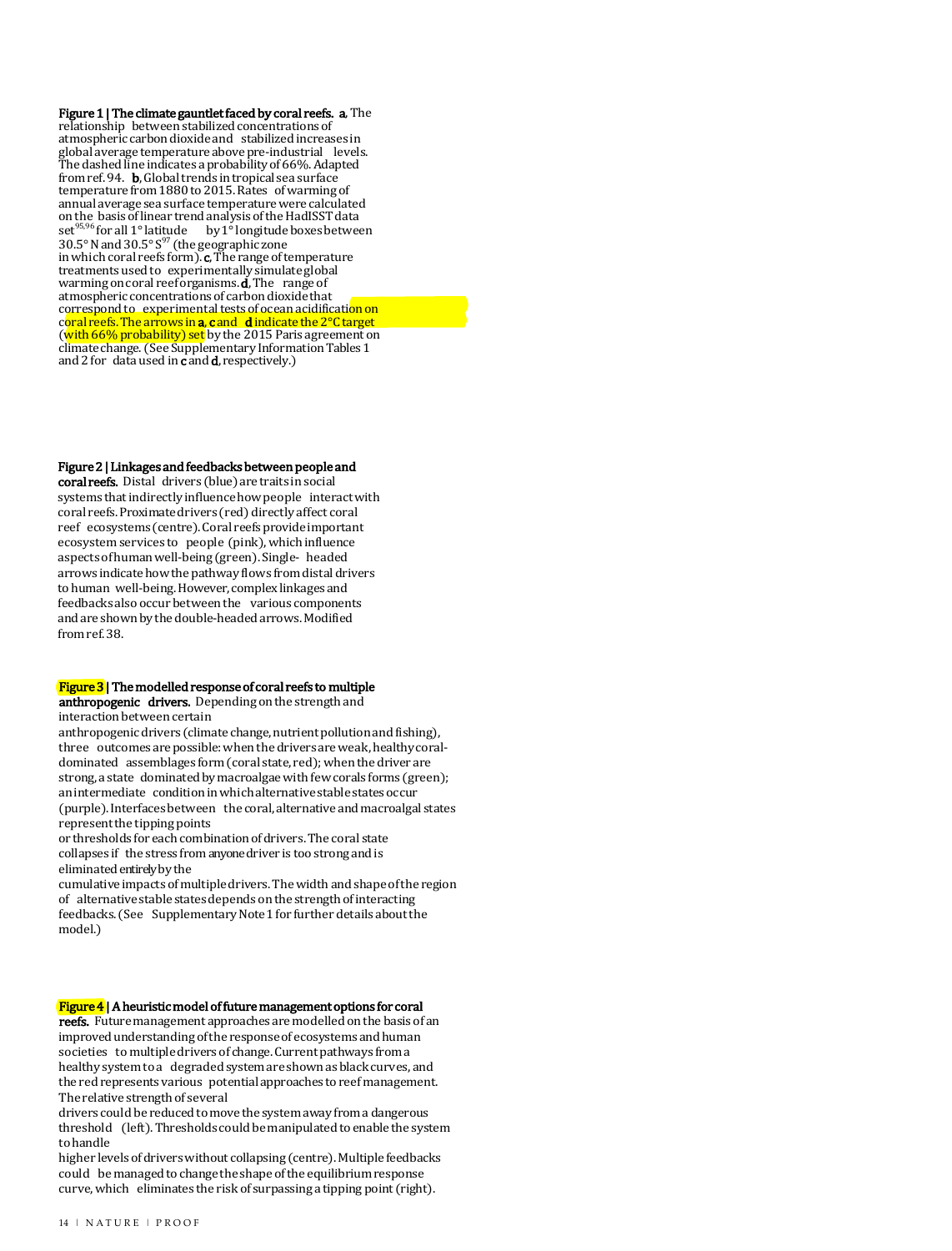**Figure 1 | The climate gauntlet faced by coral reefs. a**, The relationship between stabilized concentrations of atmospheric carbon dioxide and stabilized increases in global average temperature above pre-industrial levels. The dashed line indicates a probability of 66%. Adapted from ref. 94. **b**, Global trends in tropical sea surface temperature from 1880 to 2015. Rates of warming of annual average sea surface temperature were calculated on the basis of linear trend analysis of the HadISST data set[95,96] for all 1° latitude by 1° longitude boxes between 30.5° N and 30.5° S[97] (the geographic zone in which coral reefs form). **c**, The range of temperature treatments used to experimentally simulate global warming on coral reef organisms. **d**, The range of atmospheric concentrations of carbon dioxide that correspond to experimental tests of ocean acidification on coral reefs. The arrows in **a**, **c** and **d** indicate the 2 °C target (with 66% probability) set by the 2015 Paris agreement on climate change. (See Supplementary Information Tables 1 and 2 for data used in **c** and **d**, respectively.)

**Figure 2 | Linkages and feedbacks between people and coral reefs.** Distal drivers (blue) are traits in social systems that indirectly influence how people interact with coral reefs. Proximate drivers (red) directly affect coral reef ecosystems (centre). Coral reefs provide important ecosystem services to people (pink), which influence aspects of human well-being (green). Single-headed arrows indicate how the pathway flows from distal drivers to human well-being. However, complex linkages and feedbacks also occur between the various components and are shown by the double-headed arrows. Modified from ref. 38.

**Figure 3 | The modelled response of coral reefs to multiple anthropogenic drivers.** Depending on the strength and interaction between certain anthropogenic drivers (climate change, nutrient pollution and fishing), three outcomes are possible: when the drivers are weak, healthy coral-dominated assemblages form (coral state, red); when the driver are strong, a state dominated by macroalgae with few corals forms (green); an intermediate condition in which alternative stable states occur (purple). Interfaces between the coral, alternative and macroalgal states represent the tipping points or thresholds for each combination of drivers. The coral state collapses if the stress from *any one* driver is too strong and is eliminated *entirely* by the cumulative impacts of multiple drivers. The width and shape of the region of alternative stable states depends on the strength of interacting feedbacks. (See Supplementary Note 1 for further details about the model.)

**Figure 4 | A heuristic model of future management options for coral reefs.** Future management approaches are modelled on the basis of an improved understanding of the response of ecosystems and human societies to multiple drivers of change. Current pathways from a healthy system to a degraded system are shown as black curves, and the red represents various potential approaches to reef management. The relative strength of several drivers could be reduced to move the system away from a dangerous threshold (left). Thresholds could be manipulated to enable the system to handle higher levels of drivers without collapsing (centre). Multiple feedbacks could be managed to change the shape of the equilibrium response curve, which eliminates the risk of surpassing a tipping point (right).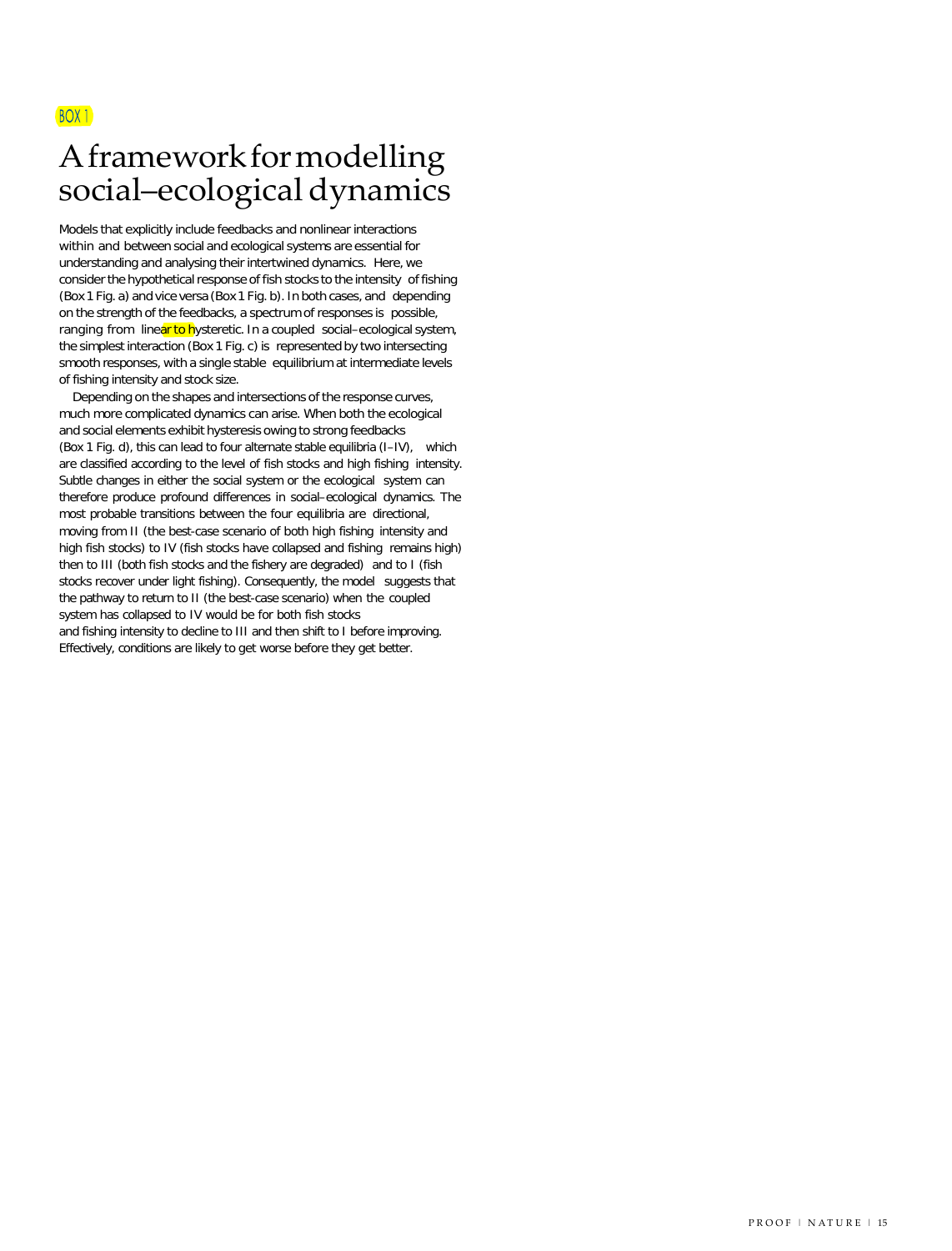BOX 1

# A framework for modelling social–ecological dynamics

Models that explicitly include feedbacks and nonlinear interactions within and between social and ecological systems are essential for understanding and analysing their intertwined dynamics. Here, we consider the hypothetical response of fish stocks to the intensity of fishing (Box 1 Fig. a) and vice versa (Box 1 Fig. b). In both cases, and depending on the strength of the feedbacks, a spectrum of responses is possible, ranging from linear to hysteretic. In a coupled social–ecological system, the simplest interaction (Box 1 Fig. c) is represented by two intersecting smooth responses, with a single stable equilibrium at intermediate levels of fishing intensity and stock size.

Depending on the shapes and intersections of the response curves, much more complicated dynamics can arise. When both the ecological and social elements exhibit hysteresis owing to strong feedbacks (Box 1 Fig. d), this can lead to four alternate stable equilibria (I–IV), which are classified according to the level of fish stocks and high fishing intensity. Subtle changes in either the social system or the ecological system can therefore produce profound differences in social–ecological dynamics. The most probable transitions between the four equilibria are directional, moving from II (the best-case scenario of both high fishing intensity and high fish stocks) to IV (fish stocks have collapsed and fishing remains high) then to III (both fish stocks and the fishery are degraded) and to I (fish stocks recover under light fishing). Consequently, the model suggests that the pathway to return to II (the best-case scenario) when the coupled system has collapsed to IV would be for both fish stocks and fishing intensity to decline to III and then shift to I before improving. Effectively, conditions are likely to get worse before they get better.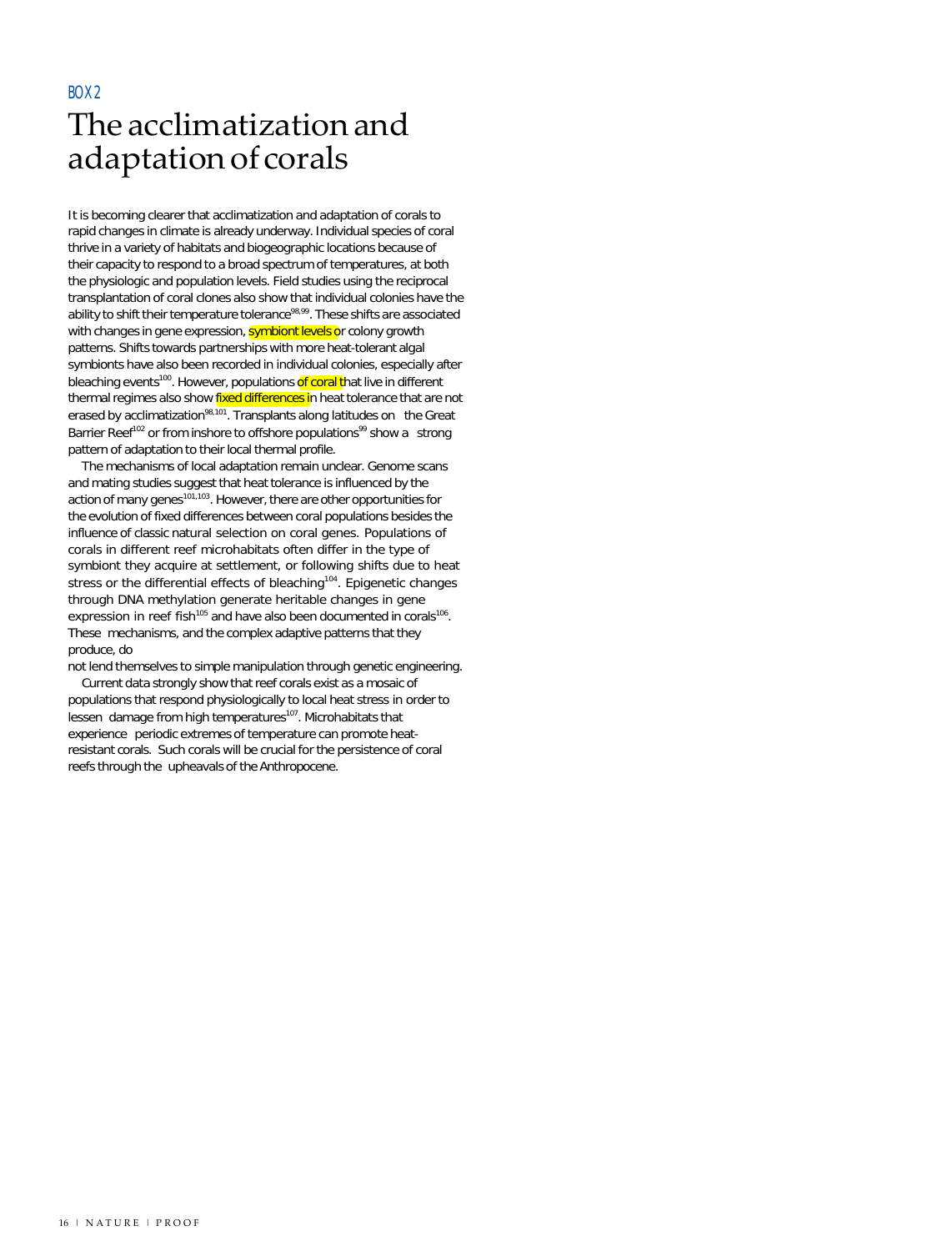BOX 2

# The acclimatization and adaptation of corals

It is becoming clearer that acclimatization and adaptation of corals to rapid changes in climate is already underway. Individual species of coral thrive in a variety of habitats and biogeographic locations because of their capacity to respond to a broad spectrum of temperatures, at both the physiologic and population levels. Field studies using the reciprocal transplantation of coral clones also show that individual colonies have the ability to shift their temperature tolerance[98,99]. These shifts are associated with changes in gene expression, symbiont levels or colony growth patterns. Shifts towards partnerships with more heat-tolerant algal symbionts have also been recorded in individual colonies, especially after bleaching events[100]. However, populations of coral that live in different thermal regimes also show fixed differences in heat tolerance that are not erased by acclimatization[98,101]. Transplants along latitudes on the Great Barrier Reef[102] or from inshore to offshore populations[99] show a strong pattern of adaptation to their local thermal profile.

The mechanisms of local adaptation remain unclear. Genome scans and mating studies suggest that heat tolerance is influenced by the action of many genes[101,103]. However, there are other opportunities for the evolution of fixed differences between coral populations besides the influence of classic natural selection on coral genes. Populations of corals in different reef microhabitats often differ in the type of symbiont they acquire at settlement, or following shifts due to heat stress or the differential effects of bleaching[104]. Epigenetic changes through DNA methylation generate heritable changes in gene expression in reef fish[105] and have also been documented in corals[106]. These mechanisms, and the complex adaptive patterns that they produce, do not lend themselves to simple manipulation through genetic engineering.

Current data strongly show that reef corals exist as a mosaic of populations that respond physiologically to local heat stress in order to lessen damage from high temperatures[107]. Microhabitats that experience periodic extremes of temperature can promote heat-resistant corals. Such corals will be crucial for the persistence of coral reefs through the upheavals of the Anthropocene.